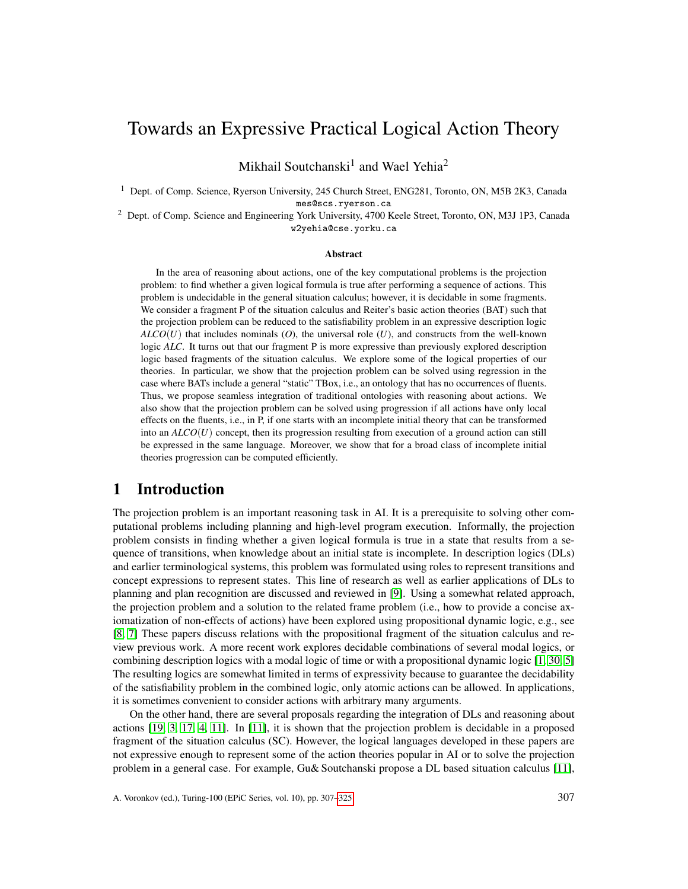# Towards an Expressive Practical Logical Action Theory

Mikhail Soutchanski[1] and Wael Yehia[2]

[1] Dept. of Comp. Science, Ryerson University, 245 Church Street, ENG281, Toronto, ON, M5B 2K3, Canada
mes@scs.ryerson.ca

[2] Dept. of Comp. Science and Engineering York University, 4700 Keele Street, Toronto, ON, M3J 1P3, Canada
w2yehia@cse.yorku.ca

### Abstract

In the area of reasoning about actions, one of the key computational problems is the projection problem: to find whether a given logical formula is true after performing a sequence of actions. This problem is undecidable in the general situation calculus; however, it is decidable in some fragments. We consider a fragment P of the situation calculus and Reiter's basic action theories (BAT) such that the projection problem can be reduced to the satisfiability problem in an expressive description logic $\mathcal{ALCO}(U)$ that includes nominals ($O$), the universal role ($U$), and constructs from the well-known logic $\mathcal{ALC}$. It turns out that our fragment P is more expressive than previously explored description logic based fragments of the situation calculus. We explore some of the logical properties of our theories. In particular, we show that the projection problem can be solved using regression in the case where BATs include a general "static" TBox, i.e., an ontology that has no occurrences of fluents. Thus, we propose seamless integration of traditional ontologies with reasoning about actions. We also show that the projection problem can be solved using progression if all actions have only local effects on the fluents, i.e., in P, if one starts with an incomplete initial theory that can be transformed into an $\mathcal{ALCO}(U)$ concept, then its progression resulting from execution of a ground action can still be expressed in the same language. Moreover, we show that for a broad class of incomplete initial theories progression can be computed efficiently.

## 1 Introduction

The projection problem is an important reasoning task in AI. It is a prerequisite to solving other computational problems including planning and high-level program execution. Informally, the projection problem consists in finding whether a given logical formula is true in a state that results from a sequence of transitions, when knowledge about an initial state is incomplete. In description logics (DLs) and earlier terminological systems, this problem was formulated using roles to represent transitions and concept expressions to represent states. This line of research as well as earlier applications of DLs to planning and plan recognition are discussed and reviewed in [9]. Using a somewhat related approach, the projection problem and a solution to the related frame problem (i.e., how to provide a concise axiomatization of non-effects of actions) have been explored using propositional dynamic logic, e.g., see [8, 7] These papers discuss relations with the propositional fragment of the situation calculus and review previous work. A more recent work explores decidable combinations of several modal logics, or combining description logics with a modal logic of time or with a propositional dynamic logic [1, 30, 5] The resulting logics are somewhat limited in terms of expressivity because to guarantee the decidability of the satisfiability problem in the combined logic, only atomic actions can be allowed. In applications, it is sometimes convenient to consider actions with arbitrary many arguments.

On the other hand, there are several proposals regarding the integration of DLs and reasoning about actions [19, 3, 17, 4, 11]. In [11], it is shown that the projection problem is decidable in a proposed fragment of the situation calculus (SC). However, the logical languages developed in these papers are not expressive enough to represent some of the action theories popular in AI or to solve the projection problem in a general case. For example, Gu& Soutchanski propose a DL based situation calculus [11],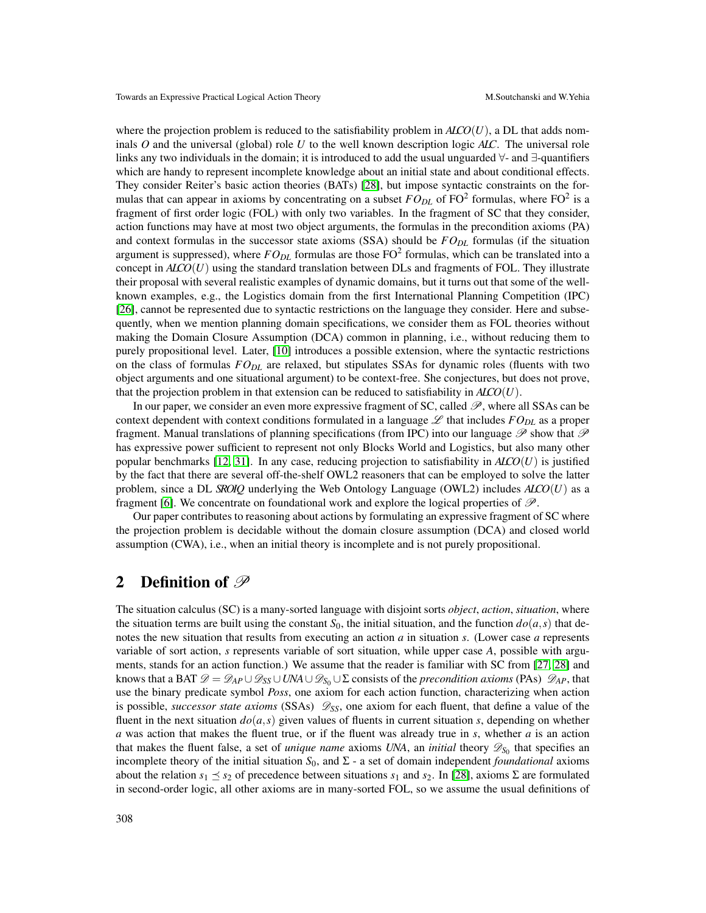where the projection problem is reduced to the satisfiability problem in $\mathcal{ALCO}(U)$, a DL that adds nominals $O$ and the universal (global) role $U$ to the well known description logic $\mathcal{ALC}$. The universal role links any two individuals in the domain; it is introduced to add the usual unguarded $\forall$- and $\exists$-quantifiers which are handy to represent incomplete knowledge about an initial state and about conditional effects. They consider Reiter's basic action theories (BATs) [28], but impose syntactic constraints on the formulas that can appear in axioms by concentrating on a subset $FO_{DL}$ of $\mathrm{FO}^2$ formulas, where $\mathrm{FO}^2$ is a fragment of first order logic (FOL) with only two variables. In the fragment of SC that they consider, action functions may have at most two object arguments, the formulas in the precondition axioms (PA) and context formulas in the successor state axioms (SSA) should be $FO_{DL}$ formulas (if the situation argument is suppressed), where $FO_{DL}$ formulas are those $\mathrm{FO}^2$ formulas, which can be translated into a concept in $\mathcal{ALCO}(U)$ using the standard translation between DLs and fragments of FOL. They illustrate their proposal with several realistic examples of dynamic domains, but it turns out that some of the well-known examples, e.g., the Logistics domain from the first International Planning Competition (IPC) [26], cannot be represented due to syntactic restrictions on the language they consider. Here and subsequently, when we mention planning domain specifications, we consider them as FOL theories without making the Domain Closure Assumption (DCA) common in planning, i.e., without reducing them to purely propositional level. Later, [10] introduces a possible extension, where the syntactic restrictions on the class of formulas $FO_{DL}$ are relaxed, but stipulates SSAs for dynamic roles (fluents with two object arguments and one situational argument) to be context-free. She conjectures, but does not prove, that the projection problem in that extension can be reduced to satisfiability in $\mathcal{ALCO}(U)$.

In our paper, we consider an even more expressive fragment of SC, called $\mathscr{P}$, where all SSAs can be context dependent with context conditions formulated in a language $\mathscr{L}$ that includes $FO_{DL}$ as a proper fragment. Manual translations of planning specifications (from IPC) into our language $\mathscr{P}$ show that $\mathscr{P}$ has expressive power sufficient to represent not only Blocks World and Logistics, but also many other popular benchmarks [12, 31]. In any case, reducing projection to satisfiability in $\mathcal{ALCO}(U)$ is justified by the fact that there are several off-the-shelf OWL2 reasoners that can be employed to solve the latter problem, since a DL $\mathcal{SROIQ}$ underlying the Web Ontology Language (OWL2) includes $\mathcal{ALCO}(U)$ as a fragment [6]. We concentrate on foundational work and explore the logical properties of $\mathscr{P}$.

Our paper contributes to reasoning about actions by formulating an expressive fragment of SC where the projection problem is decidable without the domain closure assumption (DCA) and closed world assumption (CWA), i.e., when an initial theory is incomplete and is not purely propositional.

## 2 Definition of $\mathscr{P}$

The situation calculus (SC) is a many-sorted language with disjoint sorts *object*, *action*, *situation*, where the situation terms are built using the constant $S_0$, the initial situation, and the function $do(a,s)$ that denotes the new situation that results from executing an action $a$ in situation $s$. (Lower case $a$ represents variable of sort action, $s$ represents variable of sort situation, while upper case $A$, possible with arguments, stands for an action function.) We assume that the reader is familiar with SC from [27, 28] and knows that a BAT $\mathscr{D} = \mathscr{D}_{AP} \cup \mathscr{D}_{SS} \cup \mathit{UNA} \cup \mathscr{D}_{S_0} \cup \Sigma$ consists of the *precondition axioms* (PAs) $\mathscr{D}_{AP}$, that use the binary predicate symbol *Poss*, one axiom for each action function, characterizing when action is possible, *successor state axioms* (SSAs) $\mathscr{D}_{SS}$, one axiom for each fluent, that define a value of the fluent in the next situation $do(a,s)$ given values of fluents in current situation $s$, depending on whether $a$ was action that makes the fluent true, or if the fluent was already true in $s$, whether $a$ is an action that makes the fluent false, a set of *unique name* axioms *UNA*, an *initial* theory $\mathscr{D}_{S_0}$ that specifies an incomplete theory of the initial situation $S_0$, and $\Sigma$ - a set of domain independent *foundational* axioms about the relation $s_1 \preceq s_2$ of precedence between situations $s_1$ and $s_2$. In [28], axioms $\Sigma$ are formulated in second-order logic, all other axioms are in many-sorted FOL, so we assume the usual definitions of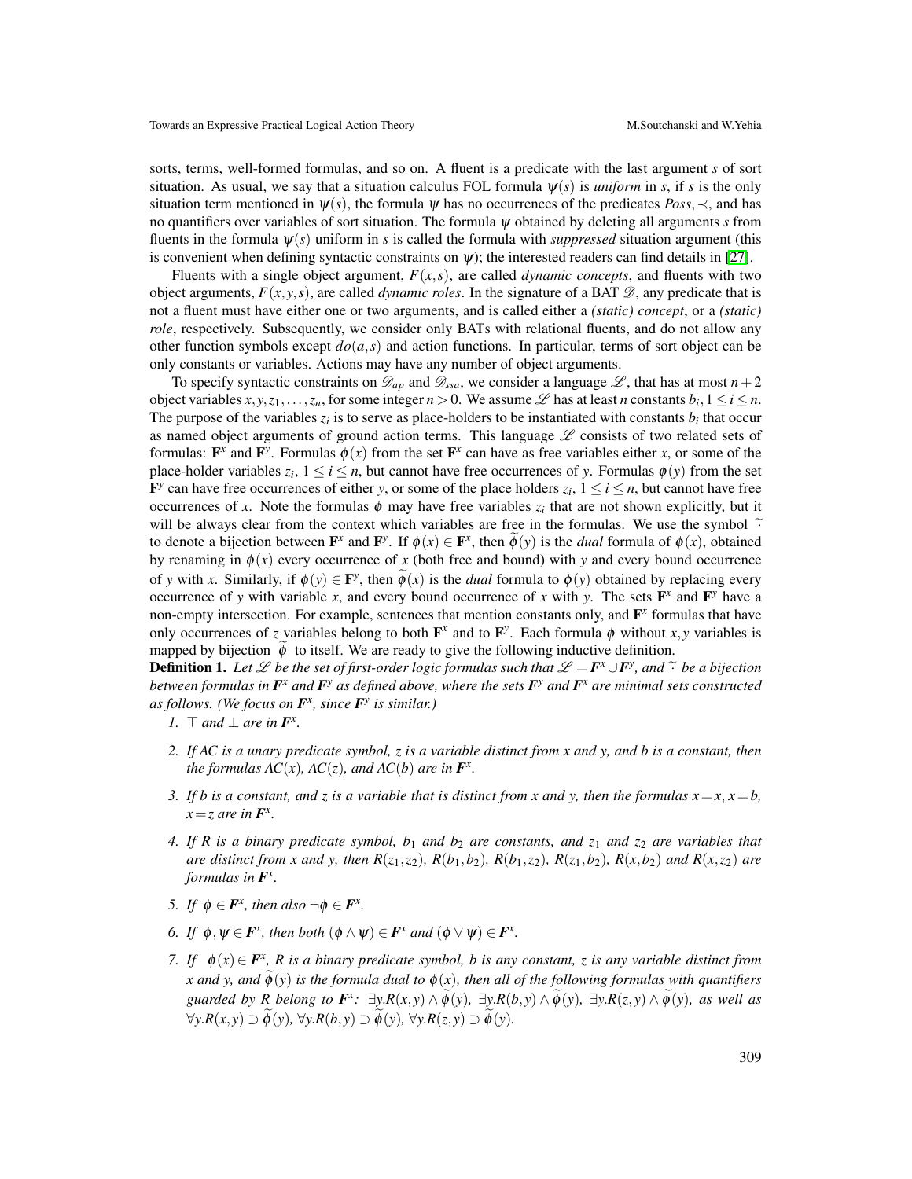sorts, terms, well-formed formulas, and so on. A fluent is a predicate with the last argument $s$ of sort situation. As usual, we say that a situation calculus FOL formula $\psi(s)$ is *uniform* in $s$, if $s$ is the only situation term mentioned in $\psi(s)$, the formula $\psi$ has no occurrences of the predicates $Poss, \prec$, and has no quantifiers over variables of sort situation. The formula $\psi$ obtained by deleting all arguments $s$ from fluents in the formula $\psi(s)$ uniform in $s$ is called the formula with *suppressed* situation argument (this is convenient when defining syntactic constraints on $\psi$); the interested readers can find details in [27].

Fluents with a single object argument, $F(x,s)$, are called *dynamic concepts*, and fluents with two object arguments, $F(x,y,s)$, are called *dynamic roles*. In the signature of a BAT $\mathscr{D}$, any predicate that is not a fluent must have either one or two arguments, and is called either a *(static) concept*, or a *(static) role*, respectively. Subsequently, we consider only BATs with relational fluents, and do not allow any other function symbols except $do(a,s)$ and action functions. In particular, terms of sort object can be only constants or variables. Actions may have any number of object arguments.

To specify syntactic constraints on $\mathscr{D}_{ap}$ and $\mathscr{D}_{ssa}$, we consider a language $\mathscr{L}$, that has at most $n+2$ object variables $x, y, z_1, \ldots, z_n$, for some integer $n > 0$. We assume $\mathscr{L}$ has at least $n$ constants $b_i, 1 \leq i \leq n$. The purpose of the variables $z_i$ is to serve as place-holders to be instantiated with constants $b_i$ that occur as named object arguments of ground action terms. This language $\mathscr{L}$ consists of two related sets of formulas: $\mathbf{F}^x$ and $\mathbf{F}^y$. Formulas $\phi(x)$ from the set $\mathbf{F}^x$ can have as free variables either $x$, or some of the place-holder variables $z_i$, $1 \leq i \leq n$, but cannot have free occurrences of $y$. Formulas $\phi(y)$ from the set $\mathbf{F}^y$ can have free occurrences of either $y$, or some of the place holders $z_i$, $1 \leq i \leq n$, but cannot have free occurrences of $x$. Note the formulas $\phi$ may have free variables $z_i$ that are not shown explicitly, but it will be always clear from the context which variables are free in the formulas. We use the symbol $\widetilde{\cdot}$ to denote a bijection between $\mathbf{F}^x$ and $\mathbf{F}^y$. If $\phi(x) \in \mathbf{F}^x$, then $\widetilde{\phi}(y)$ is the *dual* formula of $\phi(x)$, obtained by renaming in $\phi(x)$ every occurrence of $x$ (both free and bound) with $y$ and every bound occurrence of $y$ with $x$. Similarly, if $\phi(y) \in \mathbf{F}^y$, then $\widetilde{\phi}(x)$ is the *dual* formula to $\phi(y)$ obtained by replacing every occurrence of $y$ with variable $x$, and every bound occurrence of $x$ with $y$. The sets $\mathbf{F}^x$ and $\mathbf{F}^y$ have a non-empty intersection. For example, sentences that mention constants only, and $\mathbf{F}^x$ formulas that have only occurrences of $z$ variables belong to both $\mathbf{F}^x$ and to $\mathbf{F}^y$. Each formula $\phi$ without $x,y$ variables is mapped by bijection $\widetilde{\phi}$ to itself. We are ready to give the following inductive definition.

**Definition 1.** *Let $\mathscr{L}$ be the set of first-order logic formulas such that $\mathscr{L} = \mathbf{F}^x \cup \mathbf{F}^y$, and $\widetilde{\cdot}$ be a bijection between formulas in $\mathbf{F}^x$ and $\mathbf{F}^y$ as defined above, where the sets $\mathbf{F}^y$ and $\mathbf{F}^x$ are minimal sets constructed as follows. (We focus on $\mathbf{F}^x$, since $\mathbf{F}^y$ is similar.)*

1. *$\top$ and $\bot$ are in $\mathbf{F}^x$.*
2. *If $AC$ is a unary predicate symbol, $z$ is a variable distinct from $x$ and $y$, and $b$ is a constant, then the formulas $AC(x)$, $AC(z)$, and $AC(b)$ are in $\mathbf{F}^x$.*
3. *If $b$ is a constant, and $z$ is a variable that is distinct from $x$ and $y$, then the formulas $x = x$, $x = b$, $x = z$ are in $\mathbf{F}^x$.*
4. *If $R$ is a binary predicate symbol, $b_1$ and $b_2$ are constants, and $z_1$ and $z_2$ are variables that are distinct from $x$ and $y$, then $R(z_1,z_2)$, $R(b_1,b_2)$, $R(b_1,z_2)$, $R(z_1,b_2)$, $R(x,b_2)$ and $R(x,z_2)$ are formulas in $\mathbf{F}^x$.*
5. *If $\phi \in \mathbf{F}^x$, then also $\neg\phi \in \mathbf{F}^x$.*
6. *If $\phi, \psi \in \mathbf{F}^x$, then both $(\phi \wedge \psi) \in \mathbf{F}^x$ and $(\phi \vee \psi) \in \mathbf{F}^x$.*
7. *If $\phi(x) \in \mathbf{F}^x$, $R$ is a binary predicate symbol, $b$ is any constant, $z$ is any variable distinct from $x$ and $y$, and $\widetilde{\phi}(y)$ is the formula dual to $\phi(x)$, then all of the following formulas with quantifiers guarded by $R$ belong to $\mathbf{F}^x$: $\exists y.R(x,y) \wedge \widetilde{\phi}(y)$, $\exists y.R(b,y) \wedge \widetilde{\phi}(y)$, $\exists y.R(z,y) \wedge \widetilde{\phi}(y)$, as well as $\forall y.R(x,y) \supset \widetilde{\phi}(y)$, $\forall y.R(b,y) \supset \widetilde{\phi}(y)$, $\forall y.R(z,y) \supset \widetilde{\phi}(y)$.*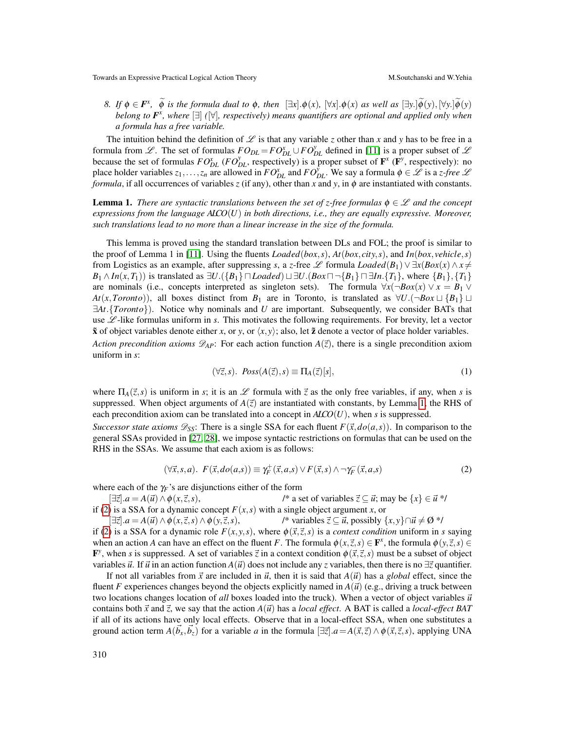8. *If $\phi \in \mathbf{F}^x$, $\widetilde{\phi}$ is the formula dual to $\phi$, then $[\exists x].\phi(x)$, $[\forall x].\phi(x)$ as well as $[\exists y.]\widetilde{\phi}(y), [\forall y.]\widetilde{\phi}(y)$ belong to $\mathbf{F}^x$, where $[\exists]$ ($[\forall]$, respectively) means quantifiers are optional and applied only when a formula has a free variable.*

The intuition behind the definition of $\mathcal{L}$ is that any variable $z$ other than $x$ and $y$ has to be free in a formula from $\mathcal{L}$. The set of formulas $FO_{DL} = FO^x_{DL} \cup FO^y_{DL}$ defined in [11] is a proper subset of $\mathcal{L}$ because the set of formulas $FO^x_{DL}$ ($FO^y_{DL}$, respectively) is a proper subset of $\mathbf{F}^x$ ($\mathbf{F}^y$, respectively): no place holder variables $z_1, \ldots, z_n$ are allowed in $FO^x_{DL}$ and $FO^y_{DL}$. We say a formula $\phi \in \mathcal{L}$ is a *z-free $\mathcal{L}$ formula*, if all occurrences of variables $z$ (if any), other than $x$ and $y$, in $\phi$ are instantiated with constants.

**Lemma 1.** *There are syntactic translations between the set of z-free formulas $\phi \in \mathcal{L}$ and the concept expressions from the language $\mathcal{ALCO}(U)$ in both directions, i.e., they are equally expressive. Moreover, such translations lead to no more than a linear increase in the size of the formula.*

This lemma is proved using the standard translation between DLs and FOL; the proof is similar to the proof of Lemma 1 in [11]. Using the fluents $Loaded(box, s)$, $At(box, city, s)$, and $In(box, vehicle, s)$ from Logistics as an example, after suppressing $s$, a $z$-free $\mathcal{L}$ formula $Loaded(B_1) \vee \exists x(Box(x) \wedge x \neq B_1 \wedge In(x, T_1))$ is translated as $\exists U.(\{B_1\} \sqcap Loaded) \sqcup \exists U.(Box \sqcap \neg\{B_1\} \sqcap \exists In.\{T_1\}$, where $\{B_1\}, \{T_1\}$ are nominals (i.e., concepts interpreted as singleton sets). The formula $\forall x(\neg Box(x) \vee x = B_1 \vee At(x, Toronto))$, all boxes distinct from $B_1$ are in Toronto, is translated as $\forall U.(\neg Box \sqcup \{B_1\} \sqcup \exists At.\{Toronto\})$. Notice why nominals and $U$ are important. Subsequently, we consider BATs that use $\mathcal{L}$-like formulas uniform in $s$. This motivates the following requirements. For brevity, let a vector $\tilde{\mathbf{x}}$ of object variables denote either $x$, or $y$, or $\langle x, y \rangle$; also, let $\tilde{\mathbf{z}}$ denote a vector of place holder variables.

*Action precondition axioms $\mathcal{D}_{AP}$*: For each action function $A(\vec{z})$, there is a single precondition axiom uniform in $s$:

$$(\forall \vec{z}, s).\ \ Poss(A(\vec{z}), s) \equiv \Pi_A(\vec{z})[s], \tag{1}$$

where $\Pi_A(\vec{z}, s)$ is uniform in $s$; it is an $\mathcal{L}$ formula with $\vec{z}$ as the only free variables, if any, when $s$ is suppressed. When object arguments of $A(\vec{z})$ are instantiated with constants, by Lemma 1, the RHS of each precondition axiom can be translated into a concept in $\mathcal{ALCO}(U)$, when $s$ is suppressed.

*Successor state axioms $\mathcal{D}_{SS}$*: There is a single SSA for each fluent $F(\vec{x}, do(a, s))$. In comparison to the general SSAs provided in [27, 28], we impose syntactic restrictions on formulas that can be used on the RHS in the SSAs. We assume that each axiom is as follows:

$$(\forall \vec{x}, s, a).\ \ F(\vec{x}, do(a,s)) \equiv \gamma^+_F(\vec{x}, a, s) \vee F(\vec{x}, s) \wedge \neg\gamma^-_F(\vec{x}, a, s) \tag{2}$$

where each of the $\gamma_F$'s are disjunctions either of the form

$[\exists\vec{z}].a = A(\vec{u}) \wedge \phi(x, \vec{z}, s)$, /* a set of variables $\vec{z} \subseteq \vec{u}$; may be $\{x\} \in \vec{u}$ */

if (2) is a SSA for a dynamic concept $F(x, s)$ with a single object argument $x$, or

$[\exists\vec{z}].a = A(\vec{u}) \wedge \phi(x, \vec{z}, s) \wedge \phi(y, \vec{z}, s)$, /* variables $\vec{z} \subseteq \vec{u}$, possibly $\{x, y\} \cap \vec{u} \neq \emptyset$ */

if (2) is a SSA for a dynamic role $F(x, y, s)$, where $\phi(\vec{x}, \vec{z}, s)$ is a *context condition* uniform in $s$ saying when an action $A$ can have an effect on the fluent $F$. The formula $\phi(x, \vec{z}, s) \in \mathbf{F}^x$, the formula $\phi(y, \vec{z}, s) \in \mathbf{F}^y$, when $s$ is suppressed. A set of variables $\vec{z}$ in a context condition $\phi(\vec{x}, \vec{z}, s)$ must be a subset of object variables $\vec{u}$. If $\vec{u}$ in an action function $A(\vec{u})$ does not include any $z$ variables, then there is no $\exists\vec{z}$ quantifier.

If not all variables from $\vec{x}$ are included in $\vec{u}$, then it is said that $A(\vec{u})$ has a *global* effect, since the fluent $F$ experiences changes beyond the objects explicitly named in $A(\vec{u})$ (e.g., driving a truck between two locations changes location of *all* boxes loaded into the truck). When a vector of object variables $\vec{u}$ contains both $\vec{x}$ and $\vec{z}$, we say that the action $A(\vec{u})$ has a *local effect*. A BAT is called a *local-effect BAT* if all of its actions have only local effects. Observe that in a local-effect SSA, when one substitutes a ground action term $A(\vec{b_x}, \vec{b_z})$ for a variable $a$ in the formula $[\exists\vec{z}].a = A(\vec{x}, \vec{z}) \wedge \phi(\vec{x}, \vec{z}, s)$, applying UNA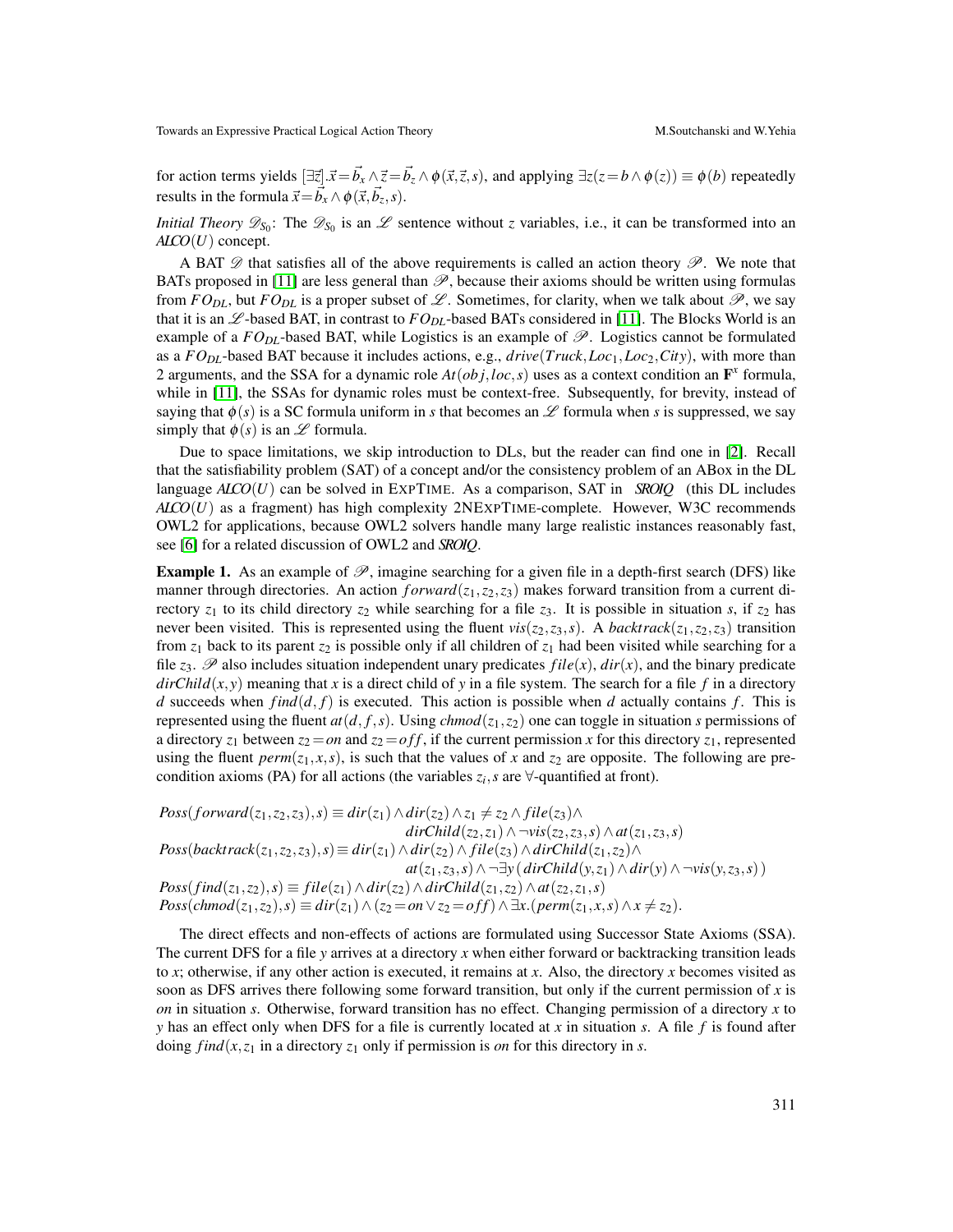for action terms yields $[\exists\vec{z}].\vec{x}=\vec{b_x} \wedge \vec{z}=\vec{b_z} \wedge \phi(\vec{x},\vec{z},s)$, and applying $\exists z(z=b \wedge \phi(z)) \equiv \phi(b)$ repeatedly results in the formula $\vec{x}=\vec{b_x} \wedge \phi(\vec{x},\vec{b_z},s)$.

*Initial Theory* $\mathscr{D}_{S_0}$: The $\mathscr{D}_{S_0}$ is an $\mathscr{L}$ sentence without $z$ variables, i.e., it can be transformed into an $\mathcal{ALCO}(U)$ concept.

A BAT $\mathscr{D}$ that satisfies all of the above requirements is called an action theory $\mathscr{P}$. We note that BATs proposed in [11] are less general than $\mathscr{P}$, because their axioms should be written using formulas from $FO_{DL}$, but $FO_{DL}$ is a proper subset of $\mathscr{L}$. Sometimes, for clarity, when we talk about $\mathscr{P}$, we say that it is an $\mathscr{L}$-based BAT, in contrast to $FO_{DL}$-based BATs considered in [11]. The Blocks World is an example of a $FO_{DL}$-based BAT, while Logistics is an example of $\mathscr{P}$. Logistics cannot be formulated as a $FO_{DL}$-based BAT because it includes actions, e.g., $drive(Truck, Loc_1, Loc_2, City)$, with more than 2 arguments, and the SSA for a dynamic role $At(obj, loc, s)$ uses as a context condition an $\mathbf{F}^x$ formula, while in [11], the SSAs for dynamic roles must be context-free. Subsequently, for brevity, instead of saying that $\phi(s)$ is a SC formula uniform in $s$ that becomes an $\mathscr{L}$ formula when $s$ is suppressed, we say simply that $\phi(s)$ is an $\mathscr{L}$ formula.

Due to space limitations, we skip introduction to DLs, but the reader can find one in [2]. Recall that the satisfiability problem (SAT) of a concept and/or the consistency problem of an ABox in the DL language $\mathcal{ALCO}(U)$ can be solved in EXPTIME. As a comparison, SAT in $\mathcal{SROIQ}$ (this DL includes $\mathcal{ALCO}(U)$ as a fragment) has high complexity 2NEXPTIME-complete. However, W3C recommends OWL2 for applications, because OWL2 solvers handle many large realistic instances reasonably fast, see [6] for a related discussion of OWL2 and $\mathcal{SROIQ}$.

**Example 1.** As an example of $\mathscr{P}$, imagine searching for a given file in a depth-first search (DFS) like manner through directories. An action $forward(z_1,z_2,z_3)$ makes forward transition from a current directory $z_1$ to its child directory $z_2$ while searching for a file $z_3$. It is possible in situation $s$, if $z_2$ has never been visited. This is represented using the fluent $vis(z_2,z_3,s)$. A $backtrack(z_1,z_2,z_3)$ transition from $z_1$ back to its parent $z_2$ is possible only if all children of $z_1$ had been visited while searching for a file $z_3$. $\mathscr{P}$ also includes situation independent unary predicates $file(x)$, $dir(x)$, and the binary predicate $dirChild(x,y)$ meaning that $x$ is a direct child of $y$ in a file system. The search for a file $f$ in a directory $d$ succeeds when $find(d,f)$ is executed. This action is possible when $d$ actually contains $f$. This is represented using the fluent $at(d,f,s)$. Using $chmod(z_1,z_2)$ one can toggle in situation $s$ permissions of a directory $z_1$ between $z_2=on$ and $z_2=off$, if the current permission $x$ for this directory $z_1$, represented using the fluent $perm(z_1,x,s)$, is such that the values of $x$ and $z_2$ are opposite. The following are precondition axioms (PA) for all actions (the variables $z_i, s$ are $\forall$-quantified at front).

$$
\begin{aligned}
Poss(forward(z_1,z_2,z_3),s) \equiv\ & dir(z_1) \wedge dir(z_2) \wedge z_1 \neq z_2 \wedge file(z_3) \wedge \\
& dirChild(z_2,z_1) \wedge \neg vis(z_2,z_3,s) \wedge at(z_1,z_3,s) \\
Poss(backtrack(z_1,z_2,z_3),s) \equiv\ & dir(z_1) \wedge dir(z_2) \wedge file(z_3) \wedge dirChild(z_1,z_2) \wedge \\
& at(z_1,z_3,s) \wedge \neg\exists y\,(dirChild(y,z_1) \wedge dir(y) \wedge \neg vis(y,z_3,s)\,) \\
Poss(find(z_1,z_2),s) \equiv\ & file(z_1) \wedge dir(z_2) \wedge dirChild(z_1,z_2) \wedge at(z_2,z_1,s) \\
Poss(chmod(z_1,z_2),s) \equiv\ & dir(z_1) \wedge (z_2=on \vee z_2=off) \wedge \exists x.(perm(z_1,x,s) \wedge x \neq z_2).
\end{aligned}
$$

The direct effects and non-effects of actions are formulated using Successor State Axioms (SSA). The current DFS for a file $y$ arrives at a directory $x$ when either forward or backtracking transition leads to $x$; otherwise, if any other action is executed, it remains at $x$. Also, the directory $x$ becomes visited as soon as DFS arrives there following some forward transition, but only if the current permission of $x$ is *on* in situation $s$. Otherwise, forward transition has no effect. Changing permission of a directory $x$ to $y$ has an effect only when DFS for a file is currently located at $x$ in situation $s$. A file $f$ is found after doing $find(x,z_1$ in a directory $z_1$ only if permission is *on* for this directory in $s$.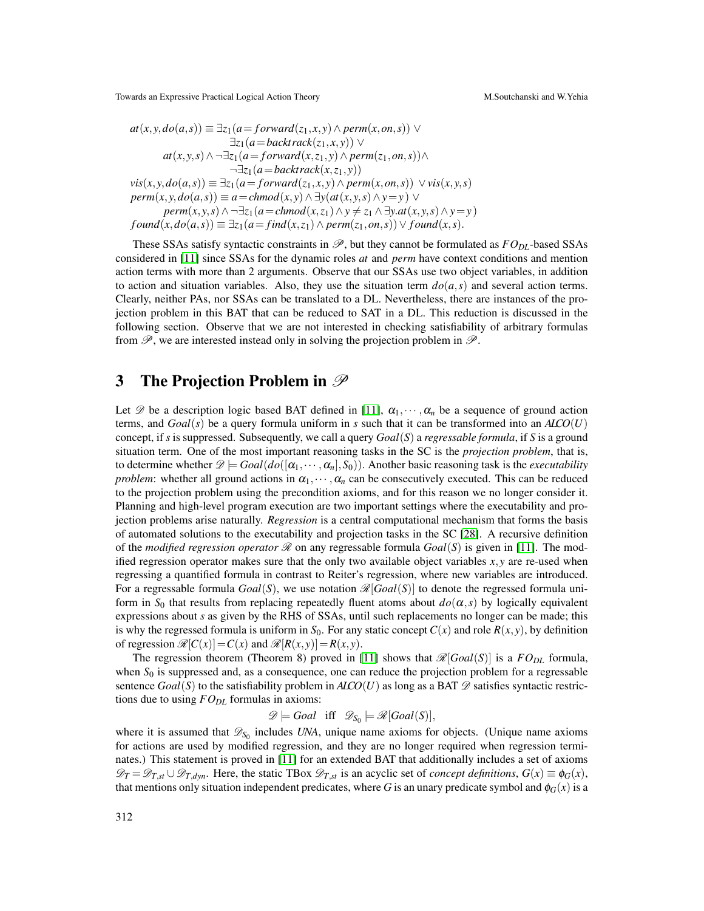$$
\begin{aligned}
at(x,y,do(a,s)) \equiv\ & \exists z_1(a = forward(z_1,x,y) \wedge perm(x,on,s)) \vee \\
& \exists z_1(a = backtrack(z_1,x,y)) \vee \\
& at(x,y,s) \wedge \neg\exists z_1(a = forward(x,z_1,y) \wedge perm(z_1,on,s)) \wedge \\
& \neg\exists z_1(a = backtrack(x,z_1,y)) \\
vis(x,y,do(a,s)) \equiv\ & \exists z_1(a = forward(z_1,x,y) \wedge perm(x,on,s)) \ \vee vis(x,y,s) \\
perm(x,y,do(a,s)) \equiv\ & a = chmod(x,y) \wedge \exists y(at(x,y,s) \wedge y = y) \vee \\
& perm(x,y,s) \wedge \neg\exists z_1(a = chmod(x,z_1) \wedge y \neq z_1 \wedge \exists y.at(x,y,s) \wedge y = y) \\
found(x,do(a,s)) \equiv\ & \exists z_1(a = find(x,z_1) \wedge perm(z_1,on,s)) \vee found(x,s).
\end{aligned}
$$

These SSAs satisfy syntactic constraints in $\mathscr{P}$, but they cannot be formulated as $FO_{DL}$-based SSAs considered in [11] since SSAs for the dynamic roles *at* and *perm* have context conditions and mention action terms with more than 2 arguments. Observe that our SSAs use two object variables, in addition to action and situation variables. Also, they use the situation term $do(a,s)$ and several action terms. Clearly, neither PAs, nor SSAs can be translated to a DL. Nevertheless, there are instances of the projection problem in this BAT that can be reduced to SAT in a DL. This reduction is discussed in the following section. Observe that we are not interested in checking satisfiability of arbitrary formulas from $\mathscr{P}$, we are interested instead only in solving the projection problem in $\mathscr{P}$.

## 3 The Projection Problem in $\mathscr{P}$

Let $\mathscr{D}$ be a description logic based BAT defined in [11], $\alpha_1, \cdots, \alpha_n$ be a sequence of ground action terms, and $Goal(s)$ be a query formula uniform in $s$ such that it can be transformed into an $\mathcal{ALCO}(U)$ concept, if $s$ is suppressed. Subsequently, we call a query $Goal(S)$ a *regressable formula*, if $S$ is a ground situation term. One of the most important reasoning tasks in the SC is the *projection problem*, that is, to determine whether $\mathscr{D} \models Goal(do([\alpha_1, \cdots, \alpha_n], S_0))$. Another basic reasoning task is the *executability problem*: whether all ground actions in $\alpha_1, \cdots, \alpha_n$ can be consecutively executed. This can be reduced to the projection problem using the precondition axioms, and for this reason we no longer consider it. Planning and high-level program execution are two important settings where the executability and projection problems arise naturally. *Regression* is a central computational mechanism that forms the basis of automated solutions to the executability and projection tasks in the SC [28]. A recursive definition of the *modified regression operator* $\mathscr{R}$ on any regressable formula $Goal(S)$ is given in [11]. The modified regression operator makes sure that the only two available object variables $x, y$ are re-used when regressing a quantified formula in contrast to Reiter's regression, where new variables are introduced. For a regressable formula $Goal(S)$, we use notation $\mathscr{R}[Goal(S)]$ to denote the regressed formula uniform in $S_0$ that results from replacing repeatedly fluent atoms about $do(\alpha, s)$ by logically equivalent expressions about $s$ as given by the RHS of SSAs, until such replacements no longer can be made; this is why the regressed formula is uniform in $S_0$. For any static concept $C(x)$ and role $R(x,y)$, by definition of regression $\mathscr{R}[C(x)] = C(x)$ and $\mathscr{R}[R(x,y)] = R(x,y)$.

The regression theorem (Theorem 8) proved in [11] shows that $\mathscr{R}[Goal(S)]$ is a $FO_{DL}$ formula, when $S_0$ is suppressed and, as a consequence, one can reduce the projection problem for a regressable sentence $Goal(S)$ to the satisfiability problem in $\mathcal{ALCO}(U)$ as long as a BAT $\mathscr{D}$ satisfies syntactic restrictions due to using $FO_{DL}$ formulas in axioms:

$$
\mathscr{D} \models Goal \quad \text{iff} \quad \mathscr{D}_{S_0} \models \mathscr{R}[Goal(S)],
$$

where it is assumed that $\mathscr{D}_{S_0}$ includes *UNA*, unique name axioms for objects. (Unique name axioms for actions are used by modified regression, and they are no longer required when regression terminates.) This statement is proved in [11] for an extended BAT that additionally includes a set of axioms $\mathscr{D}_T = \mathscr{D}_{T,st} \cup \mathscr{D}_{T,dyn}$. Here, the static TBox $\mathscr{D}_{T,st}$ is an acyclic set of *concept definitions*, $G(x) \equiv \phi_G(x)$, that mentions only situation independent predicates, where $G$ is an unary predicate symbol and $\phi_G(x)$ is a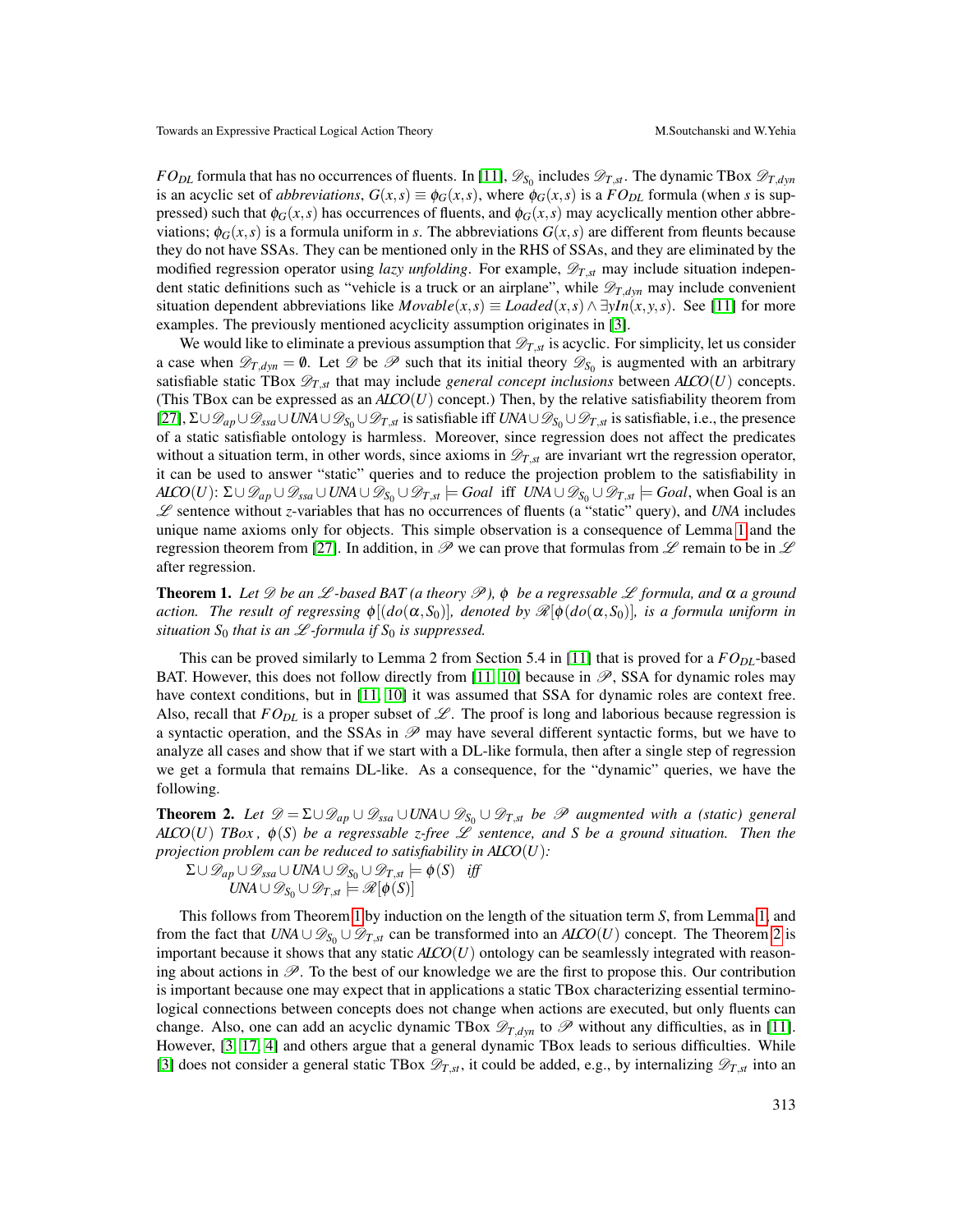$FO_{DL}$ formula that has no occurrences of fluents. In [11], $\mathcal{D}_{S_0}$ includes $\mathcal{D}_{T,st}$. The dynamic TBox $\mathcal{D}_{T,dyn}$ is an acyclic set of *abbreviations*, $G(x,s) \equiv \phi_G(x,s)$, where $\phi_G(x,s)$ is a $FO_{DL}$ formula (when $s$ is suppressed) such that $\phi_G(x,s)$ has occurrences of fluents, and $\phi_G(x,s)$ may acyclically mention other abbreviations; $\phi_G(x,s)$ is a formula uniform in $s$. The abbreviations $G(x,s)$ are different from fleunts because they do not have SSAs. They can be mentioned only in the RHS of SSAs, and they are eliminated by the modified regression operator using *lazy unfolding*. For example, $\mathcal{D}_{T,st}$ may include situation independent static definitions such as "vehicle is a truck or an airplane", while $\mathcal{D}_{T,dyn}$ may include convenient situation dependent abbreviations like $Movable(x,s) \equiv Loaded(x,s) \wedge \exists y In(x,y,s)$. See [11] for more examples. The previously mentioned acyclicity assumption originates in [3].

We would like to eliminate a previous assumption that $\mathcal{D}_{T,st}$ is acyclic. For simplicity, let us consider a case when $\mathcal{D}_{T,dyn} = \emptyset$. Let $\mathcal{D}$ be $\mathcal{P}$ such that its initial theory $\mathcal{D}_{S_0}$ is augmented with an arbitrary satisfiable static TBox $\mathcal{D}_{T,st}$ that may include *general concept inclusions* between $\mathcal{ALCO}(U)$ concepts. (This TBox can be expressed as an $\mathcal{ALCO}(U)$ concept.) Then, by the relative satisfiability theorem from [27], $\Sigma \cup \mathcal{D}_{ap} \cup \mathcal{D}_{ssa} \cup UNA \cup \mathcal{D}_{S_0} \cup \mathcal{D}_{T,st}$ is satisfiable iff $UNA \cup \mathcal{D}_{S_0} \cup \mathcal{D}_{T,st}$ is satisfiable, i.e., the presence of a static satisfiable ontology is harmless. Moreover, since regression does not affect the predicates without a situation term, in other words, since axioms in $\mathcal{D}_{T,st}$ are invariant wrt the regression operator, it can be used to answer "static" queries and to reduce the projection problem to the satisfiability in $\mathcal{ALCO}(U)$: $\Sigma \cup \mathcal{D}_{ap} \cup \mathcal{D}_{ssa} \cup UNA \cup \mathcal{D}_{S_0} \cup \mathcal{D}_{T,st} \models Goal$ iff $UNA \cup \mathcal{D}_{S_0} \cup \mathcal{D}_{T,st} \models Goal$, when Goal is an $\mathcal{L}$ sentence without $z$-variables that has no occurrences of fluents (a "static" query), and *UNA* includes unique name axioms only for objects. This simple observation is a consequence of Lemma 1 and the regression theorem from [27]. In addition, in $\mathcal{P}$ we can prove that formulas from $\mathcal{L}$ remain to be in $\mathcal{L}$ after regression.

**Theorem 1.** *Let $\mathcal{D}$ be an $\mathcal{L}$-based BAT (a theory $\mathcal{P}$), $\phi$ be a regressable $\mathcal{L}$ formula, and $\alpha$ a ground action. The result of regressing $\phi[(do(\alpha,S_0)]$, denoted by $\mathcal{R}[\phi(do(\alpha,S_0)]$, is a formula uniform in situation $S_0$ that is an $\mathcal{L}$-formula if $S_0$ is suppressed.*

This can be proved similarly to Lemma 2 from Section 5.4 in [11] that is proved for a $FO_{DL}$-based BAT. However, this does not follow directly from [11, 10] because in $\mathcal{P}$, SSA for dynamic roles may have context conditions, but in [11, 10] it was assumed that SSA for dynamic roles are context free. Also, recall that $FO_{DL}$ is a proper subset of $\mathcal{L}$. The proof is long and laborious because regression is a syntactic operation, and the SSAs in $\mathcal{P}$ may have several different syntactic forms, but we have to analyze all cases and show that if we start with a DL-like formula, then after a single step of regression we get a formula that remains DL-like. As a consequence, for the "dynamic" queries, we have the following.

**Theorem 2.** *Let $\mathcal{D} = \Sigma \cup \mathcal{D}_{ap} \cup \mathcal{D}_{ssa} \cup UNA \cup \mathcal{D}_{S_0} \cup \mathcal{D}_{T,st}$ be $\mathcal{P}$ augmented with a (static) general $\mathcal{ALCO}(U)$ TBox, $\phi(S)$ be a regressable $z$-free $\mathcal{L}$ sentence, and $S$ be a ground situation. Then the projection problem can be reduced to satisfiability in $\mathcal{ALCO}(U)$:*

$\Sigma \cup \mathcal{D}_{ap} \cup \mathcal{D}_{ssa} \cup UNA \cup \mathcal{D}_{S_0} \cup \mathcal{D}_{T,st} \models \phi(S)$ *iff*
$UNA \cup \mathcal{D}_{S_0} \cup \mathcal{D}_{T,st} \models \mathcal{R}[\phi(S)]$

This follows from Theorem 1 by induction on the length of the situation term $S$, from Lemma 1, and from the fact that $UNA \cup \mathcal{D}_{S_0} \cup \mathcal{D}_{T,st}$ can be transformed into an $\mathcal{ALCO}(U)$ concept. The Theorem 2 is important because it shows that any static $\mathcal{ALCO}(U)$ ontology can be seamlessly integrated with reasoning about actions in $\mathcal{P}$. To the best of our knowledge we are the first to propose this. Our contribution is important because one may expect that in applications a static TBox characterizing essential terminological connections between concepts does not change when actions are executed, but only fluents can change. Also, one can add an acyclic dynamic TBox $\mathcal{D}_{T,dyn}$ to $\mathcal{P}$ without any difficulties, as in [11]. However, [3, 17, 4] and others argue that a general dynamic TBox leads to serious difficulties. While [3] does not consider a general static TBox $\mathcal{D}_{T,st}$, it could be added, e.g., by internalizing $\mathcal{D}_{T,st}$ into an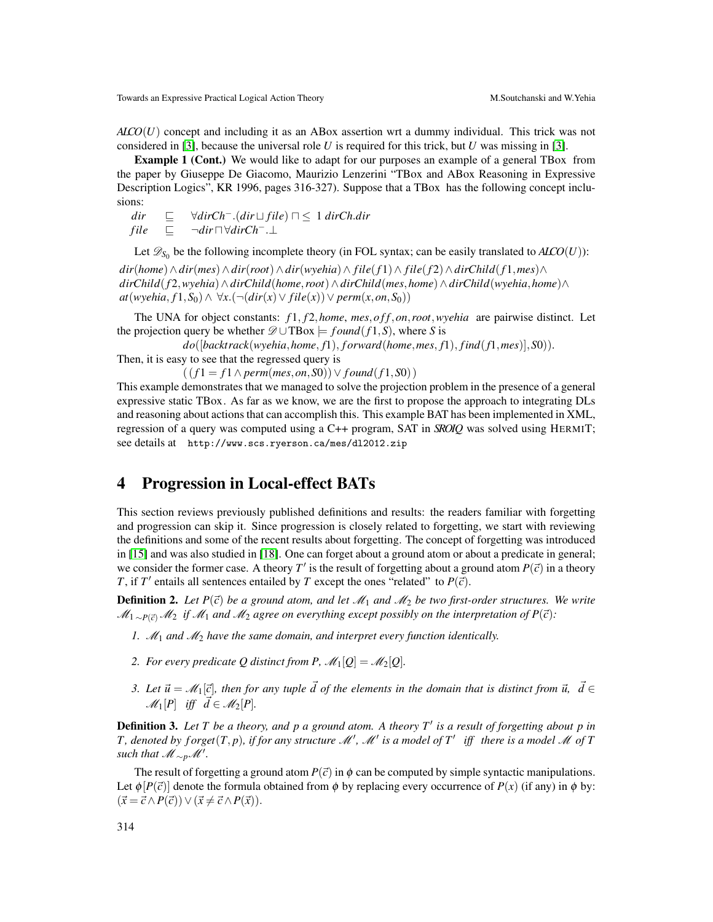$\mathcal{ALCO}(U)$ concept and including it as an ABox assertion wrt a dummy individual. This trick was not considered in [3], because the universal role $U$ is required for this trick, but $U$ was missing in [3].

**Example 1 (Cont.)** We would like to adapt for our purposes an example of a general TBox from the paper by Giuseppe De Giacomo, Maurizio Lenzerini "TBox and ABox Reasoning in Expressive Description Logics", KR 1996, pages 316-327). Suppose that a TBox has the following concept inclusions:

$$dir \sqsubseteq \forall dirCh^{-}.(dir \sqcup file) \sqcap \leq 1\ dirCh.dir$$
$$file \sqsubseteq \neg dir \sqcap \forall dirCh^{-}.\bot$$

Let $\mathcal{D}_{S_0}$ be the following incomplete theory (in FOL syntax; can be easily translated to $\mathcal{ALCO}(U)$):

$dir(home) \wedge dir(mes) \wedge dir(root) \wedge dir(wyehia) \wedge file(f1) \wedge file(f2) \wedge dirChild(f1, mes) \wedge$ $dirChild(f2, wyehia) \wedge dirChild(home, root) \wedge dirChild(mes, home) \wedge dirChild(wyehia, home) \wedge$ $at(wyehia, f1, S_0) \wedge \forall x.(\neg(dir(x) \vee file(x)) \vee perm(x, on, S_0))$

The UNA for object constants: $f1, f2, home, mes, off, on, root, wyehia$ are pairwise distinct. Let the projection query be whether $\mathcal{D} \cup \text{TBox} \models found(f1, S)$, where $S$ is

$$do([backtrack(wyehia, home, f1), forward(home, mes, f1), find(f1, mes)], S0)).$$

Then, it is easy to see that the regressed query is

$$(\,(f1 = f1 \wedge perm(mes, on, S0)) \vee found(f1, S0)\,)$$

This example demonstrates that we managed to solve the projection problem in the presence of a general expressive static TBox. As far as we know, we are the first to propose the approach to integrating DLs and reasoning about actions that can accomplish this. This example BAT has been implemented in XML, regression of a query was computed using a C++ program, SAT in $\mathcal{SROIQ}$ was solved using HermiT; see details at `http://www.scs.ryerson.ca/mes/dl2012.zip`

## 4 Progression in Local-effect BATs

This section reviews previously published definitions and results: the readers familiar with forgetting and progression can skip it. Since progression is closely related to forgetting, we start with reviewing the definitions and some of the recent results about forgetting. The concept of forgetting was introduced in [15] and was also studied in [18]. One can forget about a ground atom or about a predicate in general; we consider the former case. A theory $T'$ is the result of forgetting about a ground atom $P(\vec{c})$ in a theory $T$, if $T'$ entails all sentences entailed by $T$ except the ones "related" to $P(\vec{c})$.

**Definition 2.** *Let $P(\vec{c})$ be a ground atom, and let $\mathcal{M}_1$ and $\mathcal{M}_2$ be two first-order structures. We write $\mathcal{M}_1 \sim_{P(\vec{c})} \mathcal{M}_2$ if $\mathcal{M}_1$ and $\mathcal{M}_2$ agree on everything except possibly on the interpretation of $P(\vec{c})$:*

1. *$\mathcal{M}_1$ and $\mathcal{M}_2$ have the same domain, and interpret every function identically.*
2. *For every predicate $Q$ distinct from $P$, $\mathcal{M}_1[Q] = \mathcal{M}_2[Q]$.*
3. *Let $\vec{u} = \mathcal{M}_1[\vec{c}]$, then for any tuple $\vec{d}$ of the elements in the domain that is distinct from $\vec{u}$, $\vec{d} \in \mathcal{M}_1[P]$ iff $\vec{d} \in \mathcal{M}_2[P]$.*

**Definition 3.** *Let $T$ be a theory, and $p$ a ground atom. A theory $T'$ is a result of forgetting about $p$ in $T$, denoted by $forget(T, p)$, if for any structure $\mathcal{M}'$, $\mathcal{M}'$ is a model of $T'$ iff there is a model $\mathcal{M}$ of $T$ such that $\mathcal{M} \sim_p \mathcal{M}'$.*

The result of forgetting a ground atom $P(\vec{c})$ in $\phi$ can be computed by simple syntactic manipulations. Let $\phi[P(\vec{c})]$ denote the formula obtained from $\phi$ by replacing every occurrence of $P(x)$ (if any) in $\phi$ by: $(\vec{x} = \vec{c} \wedge P(\vec{c})) \vee (\vec{x} \neq \vec{c} \wedge P(\vec{x}))$.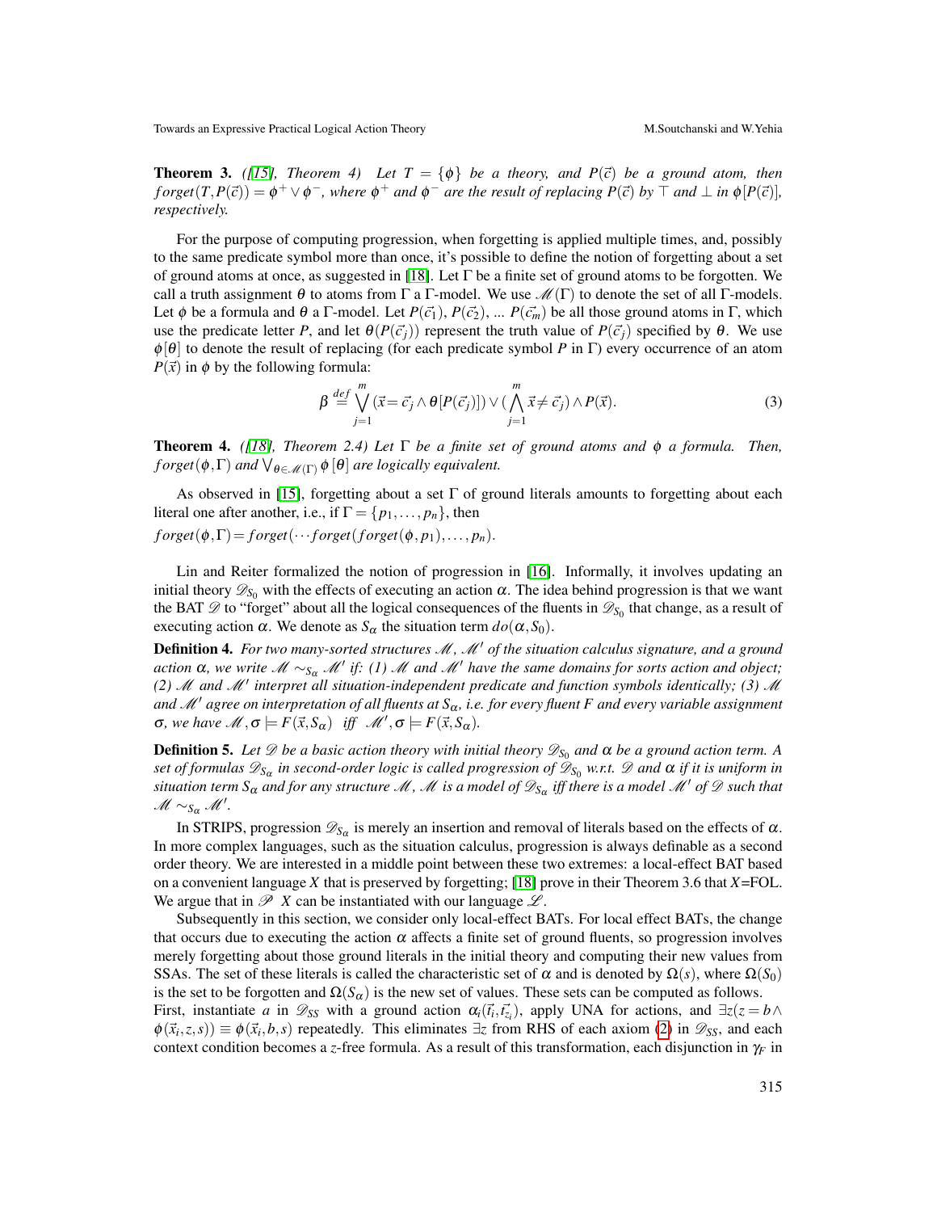**Theorem 3.** *([15], Theorem 4) Let $T = \{\phi\}$ be a theory, and $P(\vec{c})$ be a ground atom, then $forget(T, P(\vec{c})) = \phi^+ \vee \phi^-$, where $\phi^+$ and $\phi^-$ are the result of replacing $P(\vec{c})$ by $\top$ and $\bot$ in $\phi[P(\vec{c})]$, respectively.*

For the purpose of computing progression, when forgetting is applied multiple times, and, possibly to the same predicate symbol more than once, it's possible to define the notion of forgetting about a set of ground atoms at once, as suggested in [18]. Let $\Gamma$ be a finite set of ground atoms to be forgotten. We call a truth assignment $\theta$ to atoms from $\Gamma$ a $\Gamma$-model. We use $\mathscr{M}(\Gamma)$ to denote the set of all $\Gamma$-models. Let $\phi$ be a formula and $\theta$ a $\Gamma$-model. Let $P(\vec{c_1})$, $P(\vec{c_2})$, ... $P(\vec{c_m})$ be all those ground atoms in $\Gamma$, which use the predicate letter $P$, and let $\theta(P(\vec{c_j}))$ represent the truth value of $P(\vec{c_j})$ specified by $\theta$. We use $\phi[\theta]$ to denote the result of replacing (for each predicate symbol $P$ in $\Gamma$) every occurrence of an atom $P(\vec{x})$ in $\phi$ by the following formula:

$$\beta \stackrel{def}{=} \bigvee_{j=1}^{m} (\vec{x} = \vec{c}_j \wedge \theta[P(\vec{c}_j)]) \vee (\bigwedge_{j=1}^{m} \vec{x} \neq \vec{c}_j) \wedge P(\vec{x}). \tag{3}$$

**Theorem 4.** *([18], Theorem 2.4) Let $\Gamma$ be a finite set of ground atoms and $\phi$ a formula. Then, $forget(\phi, \Gamma)$ and $\bigvee_{\theta \in \mathscr{M}(\Gamma)} \phi[\theta]$ are logically equivalent.*

As observed in [15], forgetting about a set $\Gamma$ of ground literals amounts to forgetting about each literal one after another, i.e., if $\Gamma = \{p_1, \ldots, p_n\}$, then
$forget(\phi, \Gamma) = forget(\cdots forget(forget(\phi, p_1), \ldots, p_n)$.

Lin and Reiter formalized the notion of progression in [16]. Informally, it involves updating an initial theory $\mathscr{D}_{S_0}$ with the effects of executing an action $\alpha$. The idea behind progression is that we want the BAT $\mathscr{D}$ to "forget" about all the logical consequences of the fluents in $\mathscr{D}_{S_0}$ that change, as a result of executing action $\alpha$. We denote as $S_\alpha$ the situation term $do(\alpha, S_0)$.

**Definition 4.** *For two many-sorted structures $\mathscr{M}$, $\mathscr{M}'$ of the situation calculus signature, and a ground action $\alpha$, we write $\mathscr{M} \sim_{S_\alpha} \mathscr{M}'$ if: (1) $\mathscr{M}$ and $\mathscr{M}'$ have the same domains for sorts action and object; (2) $\mathscr{M}$ and $\mathscr{M}'$ interpret all situation-independent predicate and function symbols identically; (3) $\mathscr{M}$ and $\mathscr{M}'$ agree on interpretation of all fluents at $S_\alpha$, i.e. for every fluent $F$ and every variable assignment $\sigma$, we have $\mathscr{M}, \sigma \models F(\vec{x}, S_\alpha)$ iff $\mathscr{M}', \sigma \models F(\vec{x}, S_\alpha)$.*

**Definition 5.** *Let $\mathscr{D}$ be a basic action theory with initial theory $\mathscr{D}_{S_0}$ and $\alpha$ be a ground action term. A set of formulas $\mathscr{D}_{S_\alpha}$ in second-order logic is called progression of $\mathscr{D}_{S_0}$ w.r.t. $\mathscr{D}$ and $\alpha$ if it is uniform in situation term $S_\alpha$ and for any structure $\mathscr{M}$, $\mathscr{M}$ is a model of $\mathscr{D}_{S_\alpha}$ iff there is a model $\mathscr{M}'$ of $\mathscr{D}$ such that $\mathscr{M} \sim_{S_\alpha} \mathscr{M}'$.*

In STRIPS, progression $\mathscr{D}_{S_\alpha}$ is merely an insertion and removal of literals based on the effects of $\alpha$. In more complex languages, such as the situation calculus, progression is always definable as a second order theory. We are interested in a middle point between these two extremes: a local-effect BAT based on a convenient language $X$ that is preserved by forgetting; [18] prove in their Theorem 3.6 that $X$=FOL. We argue that in $\mathscr{P}$ $X$ can be instantiated with our language $\mathscr{L}$.

Subsequently in this section, we consider only local-effect BATs. For local effect BATs, the change that occurs due to executing the action $\alpha$ affects a finite set of ground fluents, so progression involves merely forgetting about those ground literals in the initial theory and computing their new values from SSAs. The set of these literals is called the characteristic set of $\alpha$ and is denoted by $\Omega(s)$, where $\Omega(S_0)$ is the set to be forgotten and $\Omega(S_\alpha)$ is the new set of values. These sets can be computed as follows.
First, instantiate $a$ in $\mathscr{D}_{SS}$ with a ground action $\alpha_i(\vec{t_i}, \vec{t_{z_i}})$, apply UNA for actions, and $\exists z(z = b \wedge \phi(\vec{x_i}, z, s)) \equiv \phi(\vec{x_i}, b, s)$ repeatedly. This eliminates $\exists z$ from RHS of each axiom (2) in $\mathscr{D}_{SS}$, and each context condition becomes a $z$-free formula. As a result of this transformation, each disjunction in $\gamma_F$ in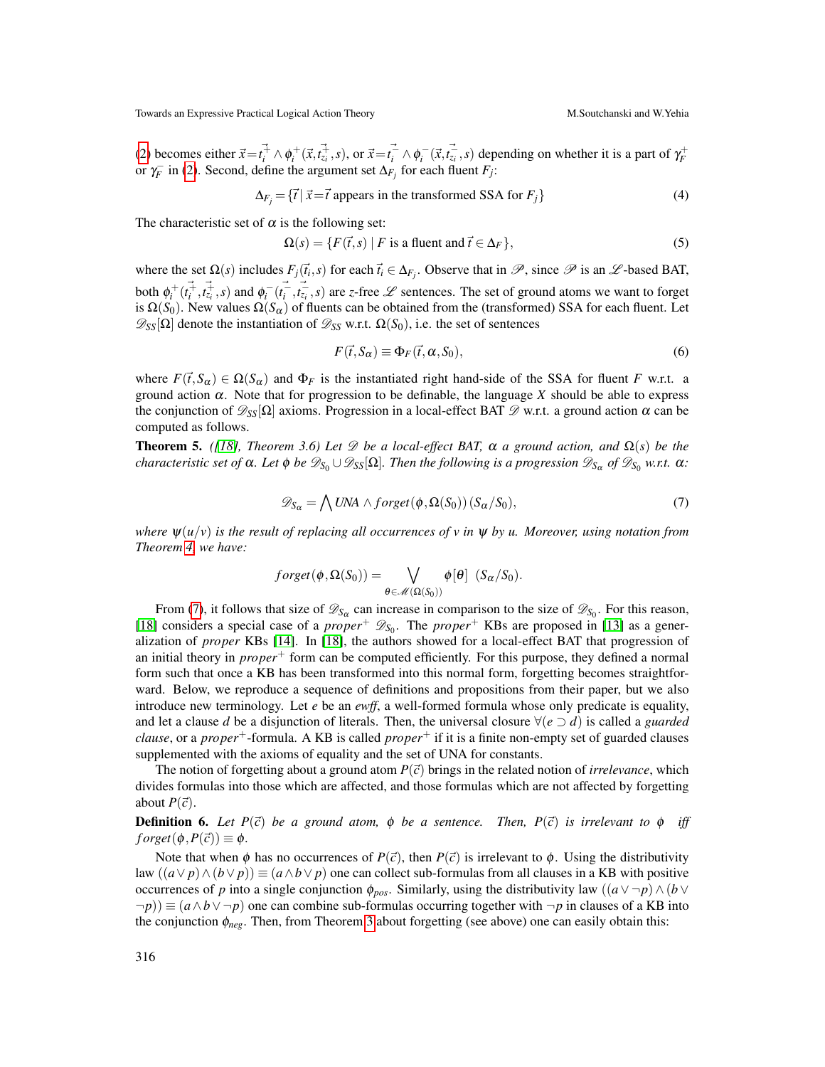(2) becomes either $\vec{x} = \vec{t_i^+} \wedge \phi_i^+(\vec{x}, \vec{t_{z_i}^+}, s)$, or $\vec{x} = \vec{t_i^-} \wedge \phi_i^-(\vec{x}, \vec{t_{z_i}^-}, s)$ depending on whether it is a part of $\gamma_F^+$ or $\gamma_F^-$ in (2). Second, define the argument set $\Delta_{F_j}$ for each fluent $F_j$:

$$\Delta_{F_j} = \{\vec{t} \mid \vec{x} = \vec{t} \text{ appears in the transformed SSA for } F_j\} \tag{4}$$

The characteristic set of $\alpha$ is the following set:

$$\Omega(s) = \{F(\vec{t}, s) \mid F \text{ is a fluent and } \vec{t} \in \Delta_F\}, \tag{5}$$

where the set $\Omega(s)$ includes $F_j(\vec{t_i}, s)$ for each $\vec{t_i} \in \Delta_{F_j}$. Observe that in $\mathscr{P}$, since $\mathscr{P}$ is an $\mathscr{L}$-based BAT, both $\phi_i^+(\vec{t_i^+}, \vec{t_{z_i}^+}, s)$ and $\phi_i^-(\vec{t_i^-}, \vec{t_{z_i}^-}, s)$ are $z$-free $\mathscr{L}$ sentences. The set of ground atoms we want to forget is $\Omega(S_0)$. New values $\Omega(S_\alpha)$ of fluents can be obtained from the (transformed) SSA for each fluent. Let $\mathscr{D}_{SS}[\Omega]$ denote the instantiation of $\mathscr{D}_{SS}$ w.r.t. $\Omega(S_0)$, i.e. the set of sentences

$$F(\vec{t}, S_\alpha) \equiv \Phi_F(\vec{t}, \alpha, S_0), \tag{6}$$

where $F(\vec{t}, S_\alpha) \in \Omega(S_\alpha)$ and $\Phi_F$ is the instantiated right hand-side of the SSA for fluent $F$ w.r.t. a ground action $\alpha$. Note that for progression to be definable, the language $X$ should be able to express the conjunction of $\mathscr{D}_{SS}[\Omega]$ axioms. Progression in a local-effect BAT $\mathscr{D}$ w.r.t. a ground action $\alpha$ can be computed as follows.

**Theorem 5.** *([18], Theorem 3.6) Let $\mathscr{D}$ be a local-effect BAT, $\alpha$ a ground action, and $\Omega(s)$ be the characteristic set of $\alpha$. Let $\phi$ be $\mathscr{D}_{S_0} \cup \mathscr{D}_{SS}[\Omega]$. Then the following is a progression $\mathscr{D}_{S_\alpha}$ of $\mathscr{D}_{S_0}$ w.r.t. $\alpha$:*

$$\mathscr{D}_{S_\alpha} = \bigwedge UNA \wedge forget(\phi, \Omega(S_0))\,(S_\alpha/S_0), \tag{7}$$

*where $\psi(u/v)$ is the result of replacing all occurrences of $v$ in $\psi$ by $u$. Moreover, using notation from Theorem 4, we have:*

$$forget(\phi, \Omega(S_0)) = \bigvee_{\theta \in \mathscr{M}(\Omega(S_0))} \phi[\theta] \;\; (S_\alpha/S_0).$$

From (7), it follows that size of $\mathscr{D}_{S_\alpha}$ can increase in comparison to the size of $\mathscr{D}_{S_0}$. For this reason, [18] considers a special case of a *proper*$^+$ $\mathscr{D}_{S_0}$. The *proper*$^+$ KBs are proposed in [13] as a generalization of *proper* KBs [14]. In [18], the authors showed for a local-effect BAT that progression of an initial theory in *proper*$^+$ form can be computed efficiently. For this purpose, they defined a normal form such that once a KB has been transformed into this normal form, forgetting becomes straightforward. Below, we reproduce a sequence of definitions and propositions from their paper, but we also introduce new terminology. Let $e$ be an *ewff*, a well-formed formula whose only predicate is equality, and let a clause $d$ be a disjunction of literals. Then, the universal closure $\forall(e \supset d)$ is called a *guarded clause*, or a *proper*$^+$-formula. A KB is called *proper*$^+$ if it is a finite non-empty set of guarded clauses supplemented with the axioms of equality and the set of UNA for constants.

The notion of forgetting about a ground atom $P(\vec{c})$ brings in the related notion of *irrelevance*, which divides formulas into those which are affected, and those formulas which are not affected by forgetting about $P(\vec{c})$.

**Definition 6.** *Let $P(\vec{c})$ be a ground atom, $\phi$ be a sentence. Then, $P(\vec{c})$ is irrelevant to $\phi$ iff $forget(\phi, P(\vec{c})) \equiv \phi$.*

Note that when $\phi$ has no occurrences of $P(\vec{c})$, then $P(\vec{c})$ is irrelevant to $\phi$. Using the distributivity law $((a \vee p) \wedge (b \vee p)) \equiv (a \wedge b \vee p)$ one can collect sub-formulas from all clauses in a KB with positive occurrences of $p$ into a single conjunction $\phi_{pos}$. Similarly, using the distributivity law $((a \vee \neg p) \wedge (b \vee \neg p)) \equiv (a \wedge b \vee \neg p)$ one can combine sub-formulas occurring together with $\neg p$ in clauses of a KB into the conjunction $\phi_{neg}$. Then, from Theorem 3 about forgetting (see above) one can easily obtain this: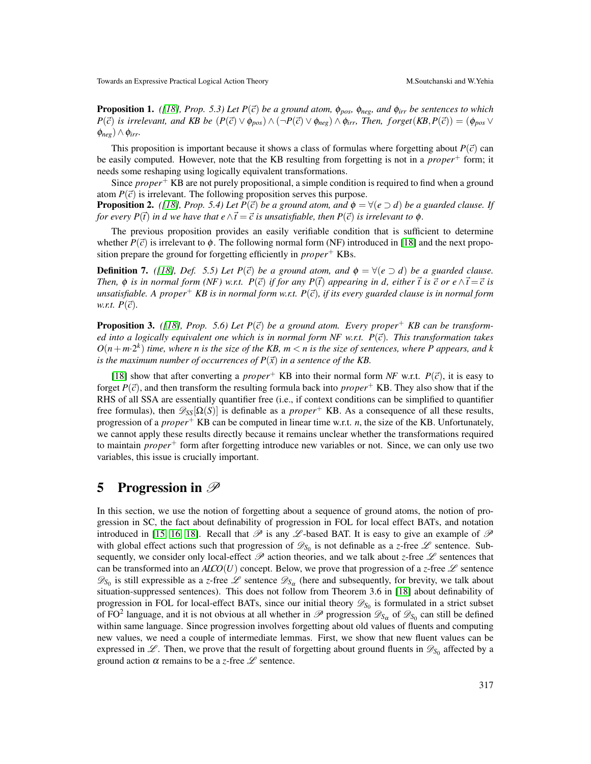**Proposition 1.** *([18], Prop. 5.3) Let $P(\vec{c})$ be a ground atom, $\phi_{pos}$, $\phi_{neg}$, and $\phi_{irr}$ be sentences to which $P(\vec{c})$ is irrelevant, and KB be $(P(\vec{c}) \vee \phi_{pos}) \wedge (\neg P(\vec{c}) \vee \phi_{neg}) \wedge \phi_{irr}$, Then, $forget(KB, P(\vec{c})) = (\phi_{pos} \vee \phi_{neg}) \wedge \phi_{irr}$.*

This proposition is important because it shows a class of formulas where forgetting about $P(\vec{c})$ can be easily computed. However, note that the KB resulting from forgetting is not in a *proper*$^+$ form; it needs some reshaping using logically equivalent transformations.

Since *proper*$^+$ KB are not purely propositional, a simple condition is required to find when a ground atom $P(\vec{c})$ is irrelevant. The following proposition serves this purpose.

**Proposition 2.** *([18], Prop. 5.4) Let $P(\vec{c})$ be a ground atom, and $\phi = \forall(e \supset d)$ be a guarded clause. If for every $P(\vec{t})$ in $d$ we have that $e \wedge \vec{t} = \vec{c}$ is unsatisfiable, then $P(\vec{c})$ is irrelevant to $\phi$.*

The previous proposition provides an easily verifiable condition that is sufficient to determine whether $P(\vec{c})$ is irrelevant to $\phi$. The following normal form (NF) introduced in [18] and the next proposition prepare the ground for forgetting efficiently in *proper*$^+$ KBs.

**Definition 7.** *([18], Def. 5.5) Let $P(\vec{c})$ be a ground atom, and $\phi = \forall(e \supset d)$ be a guarded clause. Then, $\phi$ is in normal form (NF) w.r.t. $P(\vec{c})$ if for any $P(\vec{t})$ appearing in $d$, either $\vec{t}$ is $\vec{c}$ or $e \wedge \vec{t} = \vec{c}$ is unsatisfiable. A proper$^+$ KB is in normal form w.r.t. $P(\vec{c})$, if its every guarded clause is in normal form w.r.t. $P(\vec{c})$.*

**Proposition 3.** *([18], Prop. 5.6) Let $P(\vec{c})$ be a ground atom. Every proper$^+$ KB can be transformed into a logically equivalent one which is in normal form NF w.r.t. $P(\vec{c})$. This transformation takes $O(n + m \cdot 2^k)$ time, where $n$ is the size of the KB, $m < n$ is the size of sentences, where $P$ appears, and $k$ is the maximum number of occurrences of $P(\vec{x})$ in a sentence of the KB.*

[18] show that after converting a *proper*$^+$ KB into their normal form *NF* w.r.t. $P(\vec{c})$, it is easy to forget $P(\vec{c})$, and then transform the resulting formula back into *proper*$^+$ KB. They also show that if the RHS of all SSA are essentially quantifier free (i.e., if context conditions can be simplified to quantifier free formulas), then $\mathscr{D}_{SS}[\Omega(S)]$ is definable as a *proper*$^+$ KB. As a consequence of all these results, progression of a *proper*$^+$ KB can be computed in linear time w.r.t. $n$, the size of the KB. Unfortunately, we cannot apply these results directly because it remains unclear whether the transformations required to maintain *proper*$^+$ form after forgetting introduce new variables or not. Since, we can only use two variables, this issue is crucially important.

## 5 Progression in $\mathscr{P}$

In this section, we use the notion of forgetting about a sequence of ground atoms, the notion of progression in SC, the fact about definability of progression in FOL for local effect BATs, and notation introduced in [15, 16, 18]. Recall that $\mathscr{P}$ is any $\mathscr{L}$-based BAT. It is easy to give an example of $\mathscr{P}$ with global effect actions such that progression of $\mathscr{D}_{S_0}$ is not definable as a *z*-free $\mathscr{L}$ sentence. Subsequently, we consider only local-effect $\mathscr{P}$ action theories, and we talk about *z*-free $\mathscr{L}$ sentences that can be transformed into an $\mathcal{ALCO}(U)$ concept. Below, we prove that progression of a *z*-free $\mathscr{L}$ sentence $\mathscr{D}_{S_0}$ is still expressible as a *z*-free $\mathscr{L}$ sentence $\mathscr{D}_{S_\alpha}$ (here and subsequently, for brevity, we talk about situation-suppressed sentences). This does not follow from Theorem 3.6 in [18] about definability of progression in FOL for local-effect BATs, since our initial theory $\mathscr{D}_{S_0}$ is formulated in a strict subset of FO$^2$ language, and it is not obvious at all whether in $\mathscr{P}$ progression $\mathscr{D}_{S_\alpha}$ of $\mathscr{D}_{S_0}$ can still be defined within same language. Since progression involves forgetting about old values of fluents and computing new values, we need a couple of intermediate lemmas. First, we show that new fluent values can be expressed in $\mathscr{L}$. Then, we prove that the result of forgetting about ground fluents in $\mathscr{D}_{S_0}$ affected by a ground action $\alpha$ remains to be a *z*-free $\mathscr{L}$ sentence.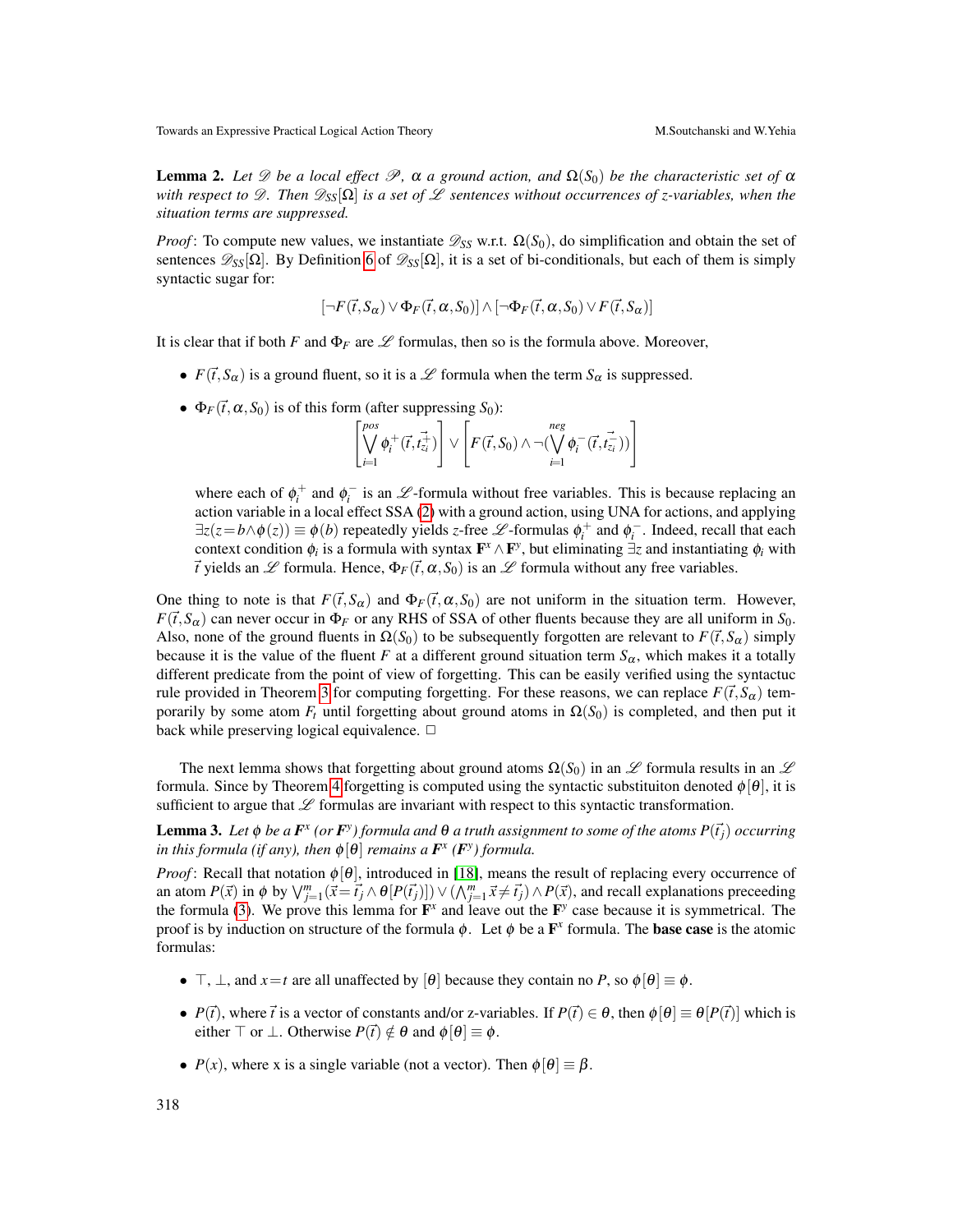**Lemma 2.** *Let $\mathcal{D}$ be a local effect $\mathcal{P}$, $\alpha$ a ground action, and $\Omega(S_0)$ be the characteristic set of $\alpha$ with respect to $\mathcal{D}$. Then $\mathcal{D}_{SS}[\Omega]$ is a set of $\mathcal{L}$ sentences without occurrences of z-variables, when the situation terms are suppressed.*

*Proof*: To compute new values, we instantiate $\mathcal{D}_{SS}$ w.r.t. $\Omega(S_0)$, do simplification and obtain the set of sentences $\mathcal{D}_{SS}[\Omega]$. By Definition 6 of $\mathcal{D}_{SS}[\Omega]$, it is a set of bi-conditionals, but each of them is simply syntactic sugar for:

$$[\neg F(\vec{t}, S_\alpha) \vee \Phi_F(\vec{t}, \alpha, S_0)] \wedge [\neg \Phi_F(\vec{t}, \alpha, S_0) \vee F(\vec{t}, S_\alpha)]$$

It is clear that if both $F$ and $\Phi_F$ are $\mathcal{L}$ formulas, then so is the formula above. Moreover,

- $F(\vec{t}, S_\alpha)$ is a ground fluent, so it is a $\mathcal{L}$ formula when the term $S_\alpha$ is suppressed.
- $\Phi_F(\vec{t}, \alpha, S_0)$ is of this form (after suppressing $S_0$):
  $$\left[\bigvee_{i=1}^{pos} \phi_i^+(\vec{t}, \vec{t_{z_i}^+})\right] \vee \left[F(\vec{t}, S_0) \wedge \neg(\bigvee_{i=1}^{neg} \phi_i^-(\vec{t}, \vec{t_{z_i}^-}))\right]$$
  where each of $\phi_i^+$ and $\phi_i^-$ is an $\mathcal{L}$-formula without free variables. This is because replacing an action variable in a local effect SSA (2) with a ground action, using UNA for actions, and applying $\exists z(z = b \wedge \phi(z)) \equiv \phi(b)$ repeatedly yields $z$-free $\mathcal{L}$-formulas $\phi_i^+$ and $\phi_i^-$. Indeed, recall that each context condition $\phi_i$ is a formula with syntax $\mathbf{F}^x \wedge \mathbf{F}^y$, but eliminating $\exists z$ and instantiating $\phi_i$ with $\vec{t}$ yields an $\mathcal{L}$ formula. Hence, $\Phi_F(\vec{t}, \alpha, S_0)$ is an $\mathcal{L}$ formula without any free variables.

One thing to note is that $F(\vec{t}, S_\alpha)$ and $\Phi_F(\vec{t}, \alpha, S_0)$ are not uniform in the situation term. However, $F(\vec{t}, S_\alpha)$ can never occur in $\Phi_F$ or any RHS of SSA of other fluents because they are all uniform in $S_0$. Also, none of the ground fluents in $\Omega(S_0)$ to be subsequently forgotten are relevant to $F(\vec{t}, S_\alpha)$ simply because it is the value of the fluent $F$ at a different ground situation term $S_\alpha$, which makes it a totally different predicate from the point of view of forgetting. This can be easily verified using the syntactuc rule provided in Theorem 3 for computing forgetting. For these reasons, we can replace $F(\vec{t}, S_\alpha)$ temporarily by some atom $F_t$ until forgetting about ground atoms in $\Omega(S_0)$ is completed, and then put it back while preserving logical equivalence. □

The next lemma shows that forgetting about ground atoms $\Omega(S_0)$ in an $\mathcal{L}$ formula results in an $\mathcal{L}$ formula. Since by Theorem 4 forgetting is computed using the syntactic substituiton denoted $\phi[\theta]$, it is sufficient to argue that $\mathcal{L}$ formulas are invariant with respect to this syntactic transformation.

**Lemma 3.** *Let $\phi$ be a $\mathbf{F}^x$ (or $\mathbf{F}^y$) formula and $\theta$ a truth assignment to some of the atoms $P(\vec{t_j})$ occurring in this formula (if any), then $\phi[\theta]$ remains a $\mathbf{F}^x$ ($\mathbf{F}^y$) formula.*

*Proof*: Recall that notation $\phi[\theta]$, introduced in [18], means the result of replacing every occurrence of an atom $P(\vec{x})$ in $\phi$ by $\bigvee_{j=1}^{m}(\vec{x} = \vec{t_j} \wedge \theta[P(\vec{t_j})]) \vee (\bigwedge_{j=1}^{m} \vec{x} \neq \vec{t_j}) \wedge P(\vec{x})$, and recall explanations preceeding the formula (3). We prove this lemma for $\mathbf{F}^x$ and leave out the $\mathbf{F}^y$ case because it is symmetrical. The proof is by induction on structure of the formula $\phi$. Let $\phi$ be a $\mathbf{F}^x$ formula. The **base case** is the atomic formulas:

- $\top$, $\bot$, and $x = t$ are all unaffected by $[\theta]$ because they contain no $P$, so $\phi[\theta] \equiv \phi$.
- $P(\vec{t})$, where $\vec{t}$ is a vector of constants and/or z-variables. If $P(\vec{t}) \in \theta$, then $\phi[\theta] \equiv \theta[P(\vec{t})]$ which is either $\top$ or $\bot$. Otherwise $P(\vec{t}) \notin \theta$ and $\phi[\theta] \equiv \phi$.
- $P(x)$, where x is a single variable (not a vector). Then $\phi[\theta] \equiv \beta$.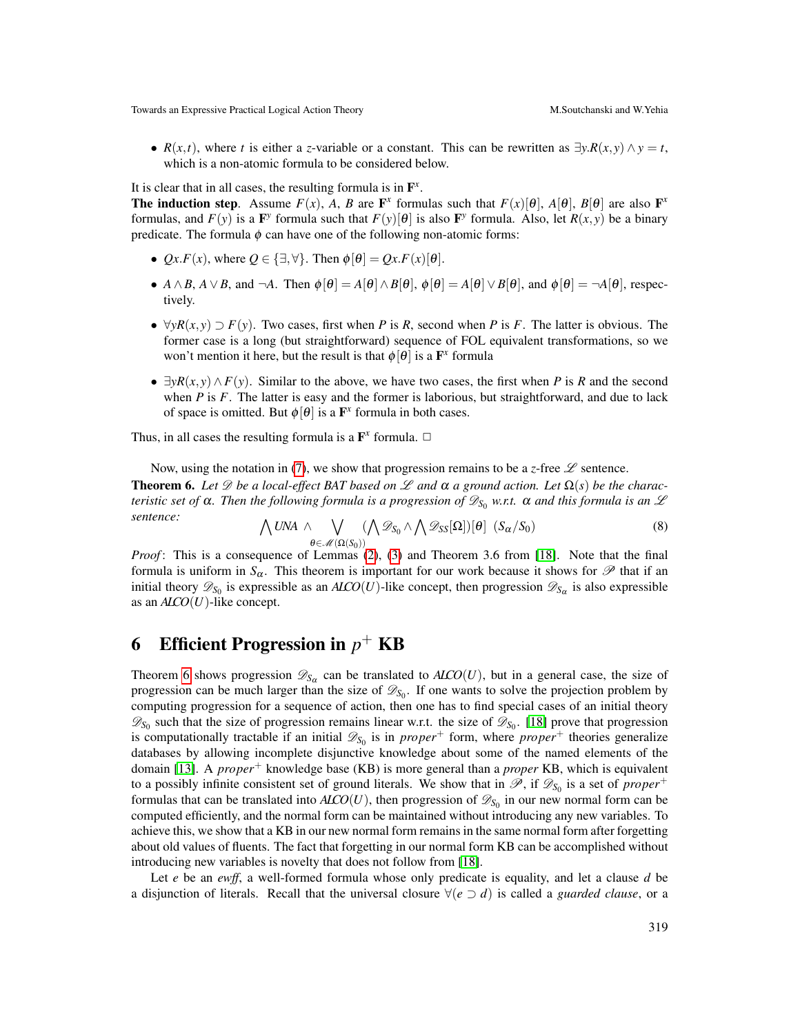- $R(x,t)$, where $t$ is either a $z$-variable or a constant. This can be rewritten as $\exists y.R(x,y) \wedge y = t$, which is a non-atomic formula to be considered below.

It is clear that in all cases, the resulting formula is in $\mathbf{F}^x$.

**The induction step**. Assume $F(x)$, $A$, $B$ are $\mathbf{F}^x$ formulas such that $F(x)[\theta]$, $A[\theta]$, $B[\theta]$ are also $\mathbf{F}^x$ formulas, and $F(y)$ is a $\mathbf{F}^y$ formula such that $F(y)[\theta]$ is also $\mathbf{F}^y$ formula. Also, let $R(x,y)$ be a binary predicate. The formula $\phi$ can have one of the following non-atomic forms:

- $Qx.F(x)$, where $Q \in \{\exists, \forall\}$. Then $\phi[\theta] = Qx.F(x)[\theta]$.
- $A \wedge B$, $A \vee B$, and $\neg A$. Then $\phi[\theta] = A[\theta] \wedge B[\theta]$, $\phi[\theta] = A[\theta] \vee B[\theta]$, and $\phi[\theta] = \neg A[\theta]$, respectively.
- $\forall y R(x,y) \supset F(y)$. Two cases, first when $P$ is $R$, second when $P$ is $F$. The latter is obvious. The former case is a long (but straightforward) sequence of FOL equivalent transformations, so we won't mention it here, but the result is that $\phi[\theta]$ is a $\mathbf{F}^x$ formula
- $\exists y R(x,y) \wedge F(y)$. Similar to the above, we have two cases, the first when $P$ is $R$ and the second when $P$ is $F$. The latter is easy and the former is laborious, but straightforward, and due to lack of space is omitted. But $\phi[\theta]$ is a $\mathbf{F}^x$ formula in both cases.

Thus, in all cases the resulting formula is a $\mathbf{F}^x$ formula. $\square$

Now, using the notation in (7), we show that progression remains to be a $z$-free $\mathscr{L}$ sentence.

**Theorem 6.** *Let $\mathscr{D}$ be a local-effect BAT based on $\mathscr{L}$ and $\alpha$ a ground action. Let $\Omega(s)$ be the characteristic set of $\alpha$. Then the following formula is a progression of $\mathscr{D}_{S_0}$ w.r.t. $\alpha$ and this formula is an $\mathscr{L}$ sentence:*

$$\bigwedge UNA \wedge \bigvee_{\theta \in \mathscr{M}(\Omega(S_0))} \left(\bigwedge \mathscr{D}_{S_0} \wedge \bigwedge \mathscr{D}_{SS}[\Omega]\right)[\theta] \ \ (S_\alpha / S_0) \tag{8}$$

*Proof*: This is a consequence of Lemmas (2), (3) and Theorem 3.6 from [18]. Note that the final formula is uniform in $S_\alpha$. This theorem is important for our work because it shows for $\mathscr{P}$ that if an initial theory $\mathscr{D}_{S_0}$ is expressible as an $\mathcal{ALCO}(U)$-like concept, then progression $\mathscr{D}_{S_\alpha}$ is also expressible as an $\mathcal{ALCO}(U)$-like concept.

# 6 Efficient Progression in $p^+$ KB

Theorem 6 shows progression $\mathscr{D}_{S_\alpha}$ can be translated to $\mathcal{ALCO}(U)$, but in a general case, the size of progression can be much larger than the size of $\mathscr{D}_{S_0}$. If one wants to solve the projection problem by computing progression for a sequence of action, then one has to find special cases of an initial theory $\mathscr{D}_{S_0}$ such that the size of progression remains linear w.r.t. the size of $\mathscr{D}_{S_0}$. [18] prove that progression is computationally tractable if an initial $\mathscr{D}_{S_0}$ is in *proper*$^+$ form, where *proper*$^+$ theories generalize databases by allowing incomplete disjunctive knowledge about some of the named elements of the domain [13]. A *proper*$^+$ knowledge base (KB) is more general than a *proper* KB, which is equivalent to a possibly infinite consistent set of ground literals. We show that in $\mathscr{P}$, if $\mathscr{D}_{S_0}$ is a set of *proper*$^+$ formulas that can be translated into $\mathcal{ALCO}(U)$, then progression of $\mathscr{D}_{S_0}$ in our new normal form can be computed efficiently, and the normal form can be maintained without introducing any new variables. To achieve this, we show that a KB in our new normal form remains in the same normal form after forgetting about old values of fluents. The fact that forgetting in our normal form KB can be accomplished without introducing new variables is novelty that does not follow from [18].

Let $e$ be an *ewff*, a well-formed formula whose only predicate is equality, and let a clause $d$ be a disjunction of literals. Recall that the universal closure $\forall(e \supset d)$ is called a *guarded clause*, or a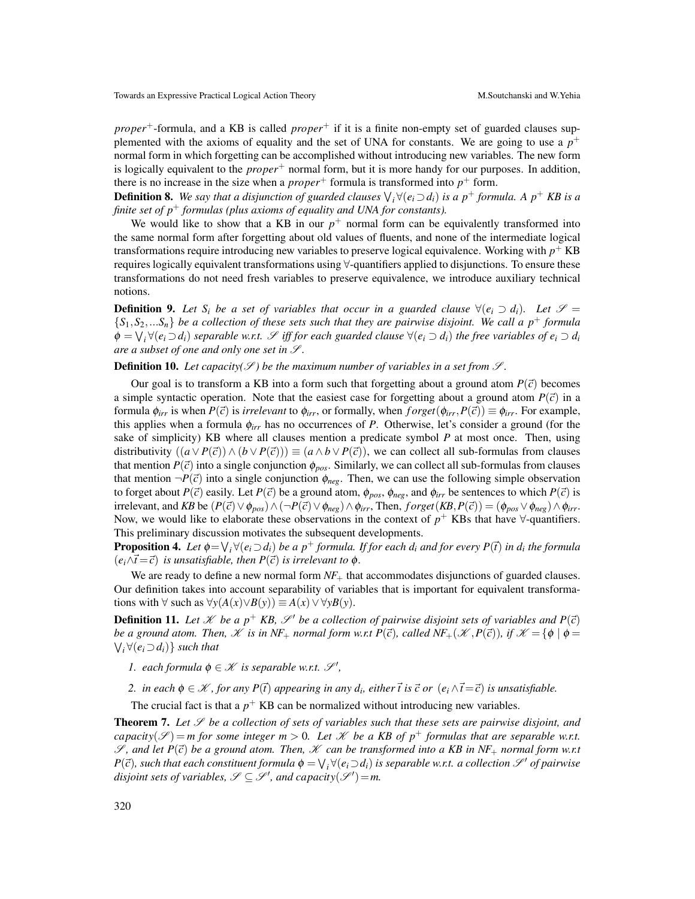*proper*$^+$-formula, and a KB is called *proper*$^+$ if it is a finite non-empty set of guarded clauses supplemented with the axioms of equality and the set of UNA for constants. We are going to use a $p^+$ normal form in which forgetting can be accomplished without introducing new variables. The new form is logically equivalent to the *proper*$^+$ normal form, but it is more handy for our purposes. In addition, there is no increase in the size when a *proper*$^+$ formula is transformed into $p^+$ form.

**Definition 8.** *We say that a disjunction of guarded clauses $\bigvee_i \forall(e_i \supset d_i)$ is a $p^+$ formula. A $p^+$ KB is a finite set of $p^+$ formulas (plus axioms of equality and UNA for constants).*

We would like to show that a KB in our $p^+$ normal form can be equivalently transformed into the same normal form after forgetting about old values of fluents, and none of the intermediate logical transformations require introducing new variables to preserve logical equivalence. Working with $p^+$ KB requires logically equivalent transformations using $\forall$-quantifiers applied to disjunctions. To ensure these transformations do not need fresh variables to preserve equivalence, we introduce auxiliary technical notions.

**Definition 9.** *Let $S_i$ be a set of variables that occur in a guarded clause $\forall(e_i \supset d_i)$. Let $\mathscr{S} = \{S_1, S_2, ...S_n\}$ be a collection of these sets such that they are pairwise disjoint. We call a $p^+$ formula $\phi = \bigvee_i \forall(e_i \supset d_i)$ separable w.r.t. $\mathscr{S}$ iff for each guarded clause $\forall(e_i \supset d_i)$ the free variables of $e_i \supset d_i$ are a subset of one and only one set in $\mathscr{S}$.*

**Definition 10.** *Let capacity($\mathscr{S}$) be the maximum number of variables in a set from $\mathscr{S}$.*

Our goal is to transform a KB into a form such that forgetting about a ground atom $P(\vec{c})$ becomes a simple syntactic operation. Note that the easiest case for forgetting about a ground atom $P(\vec{c})$ in a formula $\phi_{irr}$ is when $P(\vec{c})$ is *irrelevant* to $\phi_{irr}$, or formally, when $forget(\phi_{irr}, P(\vec{c})) \equiv \phi_{irr}$. For example, this applies when a formula $\phi_{irr}$ has no occurrences of $P$. Otherwise, let's consider a ground (for the sake of simplicity) KB where all clauses mention a predicate symbol $P$ at most once. Then, using distributivity $((a \vee P(\vec{c})) \wedge (b \vee P(\vec{c}))) \equiv (a \wedge b \vee P(\vec{c}))$, we can collect all sub-formulas from clauses that mention $P(\vec{c})$ into a single conjunction $\phi_{pos}$. Similarly, we can collect all sub-formulas from clauses that mention $\neg P(\vec{c})$ into a single conjunction $\phi_{neg}$. Then, we can use the following simple observation to forget about $P(\vec{c})$ easily. Let $P(\vec{c})$ be a ground atom, $\phi_{pos}$, $\phi_{neg}$, and $\phi_{irr}$ be sentences to which $P(\vec{c})$ is irrelevant, and *KB* be $(P(\vec{c}) \vee \phi_{pos}) \wedge (\neg P(\vec{c}) \vee \phi_{neg}) \wedge \phi_{irr}$, Then, $forget(KB, P(\vec{c})) = (\phi_{pos} \vee \phi_{neg}) \wedge \phi_{irr}$. Now, we would like to elaborate these observations in the context of $p^+$ KBs that have $\forall$-quantifiers. This preliminary discussion motivates the subsequent developments.

**Proposition 4.** *Let $\phi = \bigvee_i \forall(e_i \supset d_i)$ be a $p^+$ formula. If for each $d_i$ and for every $P(\vec{t})$ in $d_i$ the formula $(e_i \wedge \vec{t} = \vec{c})$ is unsatisfiable, then $P(\vec{c})$ is irrelevant to $\phi$.*

We are ready to define a new normal form $NF_+$ that accommodates disjunctions of guarded clauses. Our definition takes into account separability of variables that is important for equivalent transformations with $\forall$ such as $\forall y(A(x) \vee B(y)) \equiv A(x) \vee \forall y B(y)$.

**Definition 11.** *Let $\mathscr{K}$ be a $p^+$ KB, $\mathscr{S}'$ be a collection of pairwise disjoint sets of variables and $P(\vec{c})$ be a ground atom. Then, $\mathscr{K}$ is in $NF_+$ normal form w.r.t $P(\vec{c})$, called $NF_+(\mathscr{K}, P(\vec{c}))$, if $\mathscr{K} = \{\phi \mid \phi = \bigvee_i \forall(e_i \supset d_i)\}$ such that*

1. *each formula $\phi \in \mathscr{K}$ is separable w.r.t. $\mathscr{S}'$,*
2. *in each $\phi \in \mathscr{K}$, for any $P(\vec{t})$ appearing in any $d_i$, either $\vec{t}$ is $\vec{c}$ or $(e_i \wedge \vec{t} = \vec{c})$ is unsatisfiable.*

The crucial fact is that a $p^+$ KB can be normalized without introducing new variables.

**Theorem 7.** *Let $\mathscr{S}$ be a collection of sets of variables such that these sets are pairwise disjoint, and $capacity(\mathscr{S}) = m$ for some integer $m > 0$. Let $\mathscr{K}$ be a KB of $p^+$ formulas that are separable w.r.t. $\mathscr{S}$, and let $P(\vec{c})$ be a ground atom. Then, $\mathscr{K}$ can be transformed into a KB in $NF_+$ normal form w.r.t $P(\vec{c})$, such that each constituent formula $\phi = \bigvee_i \forall(e_i \supset d_i)$ is separable w.r.t. a collection $\mathscr{S}'$ of pairwise disjoint sets of variables, $\mathscr{S} \subseteq \mathscr{S}'$, and $capacity(\mathscr{S}') = m$.*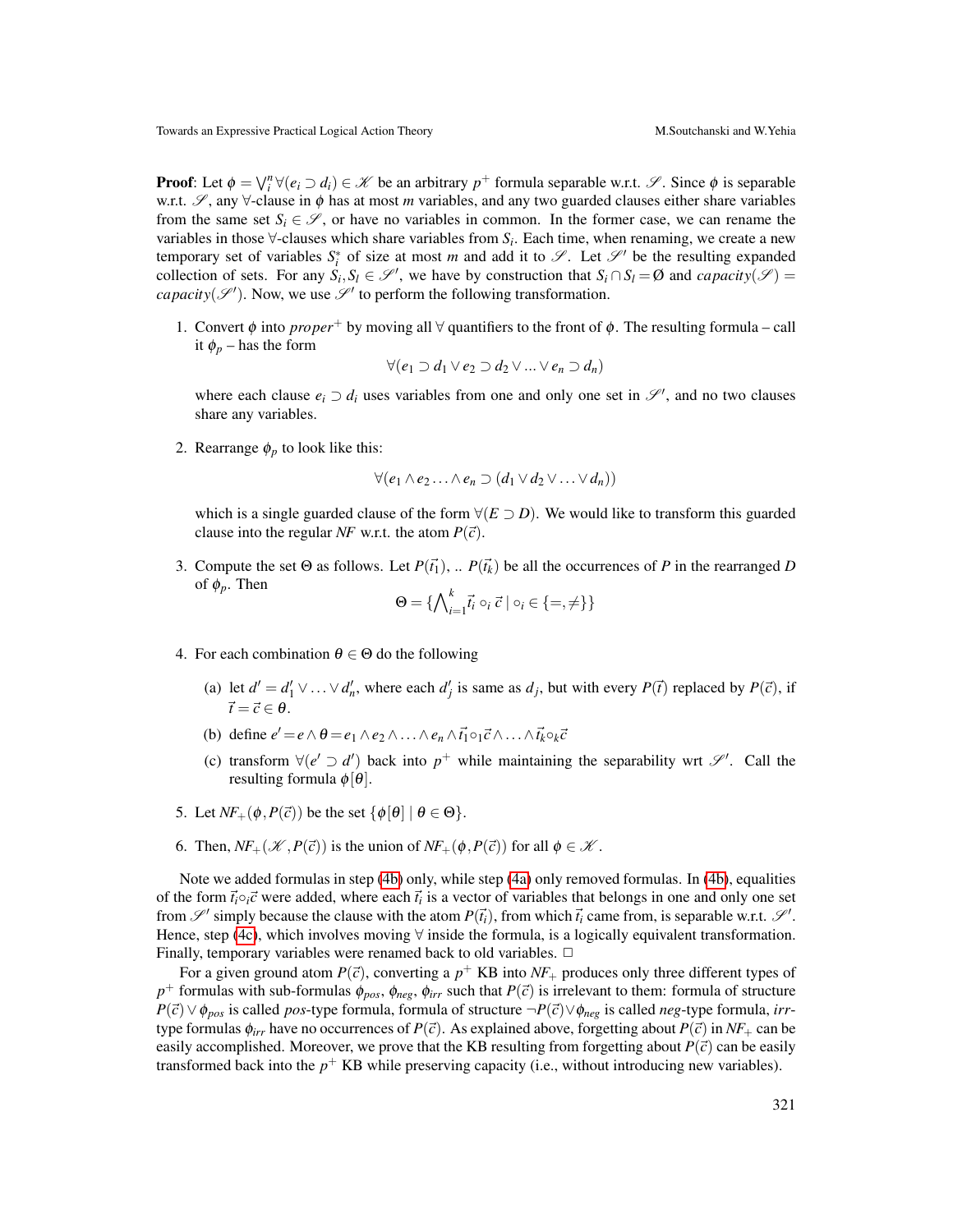**Proof**: Let $\phi = \bigvee_i^n \forall(e_i \supset d_i) \in \mathscr{K}$ be an arbitrary $p^+$ formula separable w.r.t. $\mathscr{S}$. Since $\phi$ is separable w.r.t. $\mathscr{S}$, any $\forall$-clause in $\phi$ has at most $m$ variables, and any two guarded clauses either share variables from the same set $S_i \in \mathscr{S}$, or have no variables in common. In the former case, we can rename the variables in those $\forall$-clauses which share variables from $S_i$. Each time, when renaming, we create a new temporary set of variables $S_i^*$ of size at most $m$ and add it to $\mathscr{S}$. Let $\mathscr{S}'$ be the resulting expanded collection of sets. For any $S_i, S_l \in \mathscr{S}'$, we have by construction that $S_i \cap S_l = \emptyset$ and $capacity(\mathscr{S}) = capacity(\mathscr{S}')$. Now, we use $\mathscr{S}'$ to perform the following transformation.

1. Convert $\phi$ into $proper^+$ by moving all $\forall$ quantifiers to the front of $\phi$. The resulting formula – call it $\phi_p$ – has the form
$$\forall(e_1 \supset d_1 \vee e_2 \supset d_2 \vee ... \vee e_n \supset d_n)$$
where each clause $e_i \supset d_i$ uses variables from one and only one set in $\mathscr{S}'$, and no two clauses share any variables.

2. Rearrange $\phi_p$ to look like this:
$$\forall(e_1 \wedge e_2 \ldots \wedge e_n \supset (d_1 \vee d_2 \vee \ldots \vee d_n))$$
which is a single guarded clause of the form $\forall(E \supset D)$. We would like to transform this guarded clause into the regular *NF* w.r.t. the atom $P(\vec{c})$.

3. Compute the set $\Theta$ as follows. Let $P(\vec{t_1})$, .. $P(\vec{t_k})$ be all the occurrences of $P$ in the rearranged $D$ of $\phi_p$. Then
$$\Theta = \{\bigwedge_{i=1}^{k} \vec{t_i} \circ_i \vec{c} \mid \circ_i \in \{=, \neq\}\}$$

4. For each combination $\theta \in \Theta$ do the following
   (a) let $d' = d'_1 \vee \ldots \vee d'_n$, where each $d'_j$ is same as $d_j$, but with every $P(\vec{t})$ replaced by $P(\vec{c})$, if $\vec{t} = \vec{c} \in \theta$.
   (b) define $e' = e \wedge \theta = e_1 \wedge e_2 \wedge \ldots \wedge e_n \wedge \vec{t_1} \circ_1 \vec{c} \wedge \ldots \wedge \vec{t_k} \circ_k \vec{c}$
   (c) transform $\forall(e' \supset d')$ back into $p^+$ while maintaining the separability wrt $\mathscr{S}'$. Call the resulting formula $\phi[\theta]$.

5. Let $NF_+(\phi, P(\vec{c}))$ be the set $\{\phi[\theta] \mid \theta \in \Theta\}$.

6. Then, $NF_+(\mathscr{K}, P(\vec{c}))$ is the union of $NF_+(\phi, P(\vec{c}))$ for all $\phi \in \mathscr{K}$.

Note we added formulas in step (4b) only, while step (4a) only removed formulas. In (4b), equalities of the form $\vec{t_i} \circ_i \vec{c}$ were added, where each $\vec{t_i}$ is a vector of variables that belongs in one and only one set from $\mathscr{S}'$ simply because the clause with the atom $P(\vec{t_i})$, from which $\vec{t_i}$ came from, is separable w.r.t. $\mathscr{S}'$. Hence, step (4c), which involves moving $\forall$ inside the formula, is a logically equivalent transformation. Finally, temporary variables were renamed back to old variables. $\square$

For a given ground atom $P(\vec{c})$, converting a $p^+$ KB into $NF_+$ produces only three different types of $p^+$ formulas with sub-formulas $\phi_{pos}$, $\phi_{neg}$, $\phi_{irr}$ such that $P(\vec{c})$ is irrelevant to them: formula of structure $P(\vec{c}) \vee \phi_{pos}$ is called *pos*-type formula, formula of structure $\neg P(\vec{c}) \vee \phi_{neg}$ is called *neg*-type formula, *irr*-type formulas $\phi_{irr}$ have no occurrences of $P(\vec{c})$. As explained above, forgetting about $P(\vec{c})$ in $NF_+$ can be easily accomplished. Moreover, we prove that the KB resulting from forgetting about $P(\vec{c})$ can be easily transformed back into the $p^+$ KB while preserving capacity (i.e., without introducing new variables).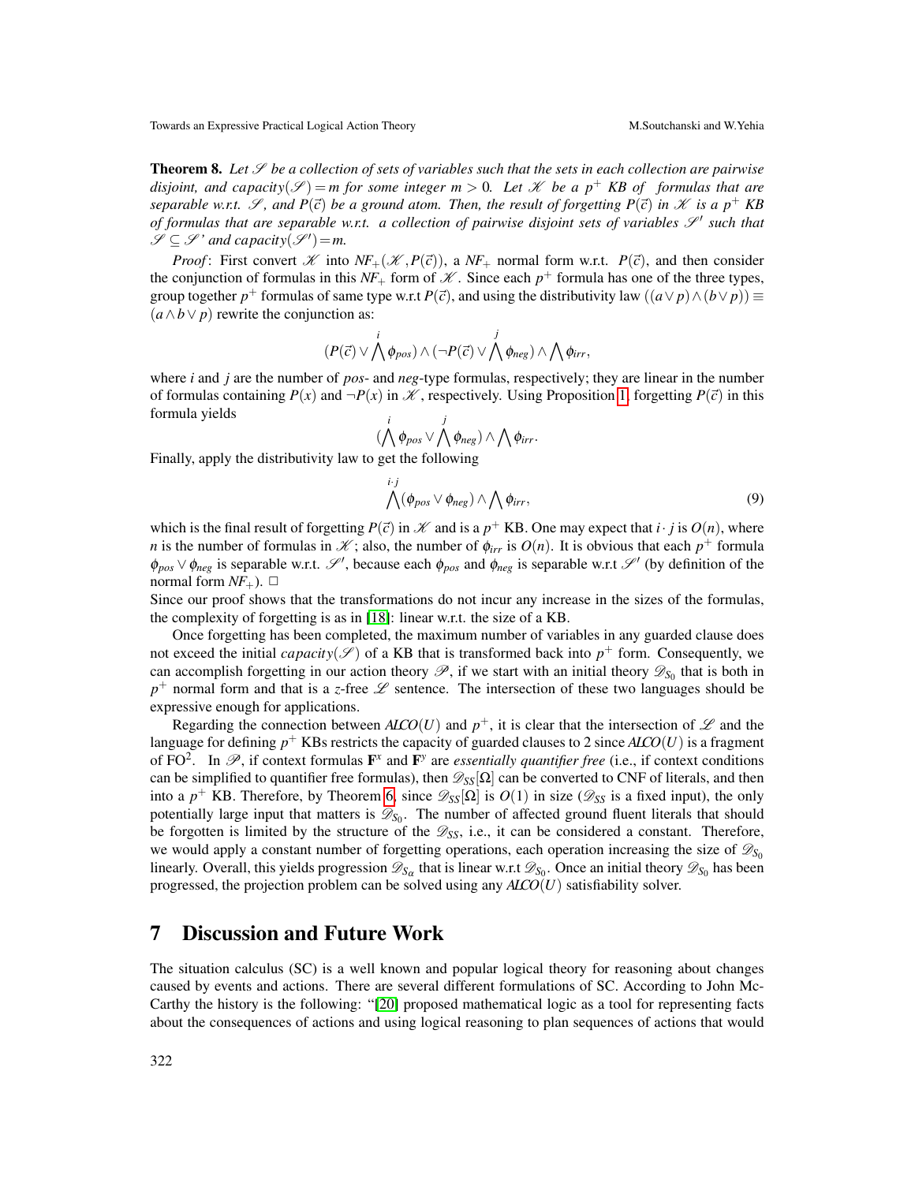**Theorem 8.** *Let $\mathscr{S}$ be a collection of sets of variables such that the sets in each collection are pairwise disjoint, and capacity$(\mathscr{S}) = m$ for some integer $m > 0$. Let $\mathscr{K}$ be a $p^+$ KB of formulas that are separable w.r.t. $\mathscr{S}$, and $P(\vec{c})$ be a ground atom. Then, the result of forgetting $P(\vec{c})$ in $\mathscr{K}$ is a $p^+$ KB of formulas that are separable w.r.t. a collection of pairwise disjoint sets of variables $\mathscr{S}'$ such that $\mathscr{S} \subseteq \mathscr{S}'$ and capacity$(\mathscr{S}') = m$.*

*Proof*: First convert $\mathscr{K}$ into $NF_+(\mathscr{K}, P(\vec{c}))$, a $NF_+$ normal form w.r.t. $P(\vec{c})$, and then consider the conjunction of formulas in this $NF_+$ form of $\mathscr{K}$. Since each $p^+$ formula has one of the three types, group together $p^+$ formulas of same type w.r.t $P(\vec{c})$, and using the distributivity law $((a \vee p) \wedge (b \vee p)) \equiv (a \wedge b \vee p)$ rewrite the conjunction as:

$$(P(\vec{c}) \vee \bigwedge^{i} \phi_{pos}) \wedge (\neg P(\vec{c}) \vee \bigwedge^{j} \phi_{neg}) \wedge \bigwedge \phi_{irr},$$

where $i$ and $j$ are the number of *pos*- and *neg*-type formulas, respectively; they are linear in the number of formulas containing $P(x)$ and $\neg P(x)$ in $\mathscr{K}$, respectively. Using Proposition 1, forgetting $P(\vec{c})$ in this formula yields

$$(\bigwedge^{i} \phi_{pos} \vee \bigwedge^{j} \phi_{neg}) \wedge \bigwedge \phi_{irr}.$$

Finally, apply the distributivity law to get the following

$$\bigwedge^{i \cdot j} (\phi_{pos} \vee \phi_{neg}) \wedge \bigwedge \phi_{irr}, \tag{9}$$

which is the final result of forgetting $P(\vec{c})$ in $\mathscr{K}$ and is a $p^+$ KB. One may expect that $i \cdot j$ is $O(n)$, where $n$ is the number of formulas in $\mathscr{K}$; also, the number of $\phi_{irr}$ is $O(n)$. It is obvious that each $p^+$ formula $\phi_{pos} \vee \phi_{neg}$ is separable w.r.t. $\mathscr{S}'$, because each $\phi_{pos}$ and $\phi_{neg}$ is separable w.r.t $\mathscr{S}'$ (by definition of the normal form $NF_+$). $\square$

Since our proof shows that the transformations do not incur any increase in the sizes of the formulas, the complexity of forgetting is as in [18]: linear w.r.t. the size of a KB.

Once forgetting has been completed, the maximum number of variables in any guarded clause does not exceed the initial *capacity*$(\mathscr{S})$ of a KB that is transformed back into $p^+$ form. Consequently, we can accomplish forgetting in our action theory $\mathscr{P}$, if we start with an initial theory $\mathscr{D}_{S_0}$ that is both in $p^+$ normal form and that is a *z*-free $\mathscr{L}$ sentence. The intersection of these two languages should be expressive enough for applications.

Regarding the connection between $\mathcal{ALCO}(U)$ and $p^+$, it is clear that the intersection of $\mathscr{L}$ and the language for defining $p^+$ KBs restricts the capacity of guarded clauses to 2 since $\mathcal{ALCO}(U)$ is a fragment of FO$^2$. In $\mathscr{P}$, if context formulas $\mathbf{F}^x$ and $\mathbf{F}^y$ are *essentially quantifier free* (i.e., if context conditions can be simplified to quantifier free formulas), then $\mathscr{D}_{SS}[\Omega]$ can be converted to CNF of literals, and then into a $p^+$ KB. Therefore, by Theorem 6, since $\mathscr{D}_{SS}[\Omega]$ is $O(1)$ in size ($\mathscr{D}_{SS}$ is a fixed input), the only potentially large input that matters is $\mathscr{D}_{S_0}$. The number of affected ground fluent literals that should be forgotten is limited by the structure of the $\mathscr{D}_{SS}$, i.e., it can be considered a constant. Therefore, we would apply a constant number of forgetting operations, each operation increasing the size of $\mathscr{D}_{S_0}$ linearly. Overall, this yields progression $\mathscr{D}_{S_\alpha}$ that is linear w.r.t $\mathscr{D}_{S_0}$. Once an initial theory $\mathscr{D}_{S_0}$ has been progressed, the projection problem can be solved using any $\mathcal{ALCO}(U)$ satisfiability solver.

# 7 Discussion and Future Work

The situation calculus (SC) is a well known and popular logical theory for reasoning about changes caused by events and actions. There are several different formulations of SC. According to John McCarthy the history is the following: "[20] proposed mathematical logic as a tool for representing facts about the consequences of actions and using logical reasoning to plan sequences of actions that would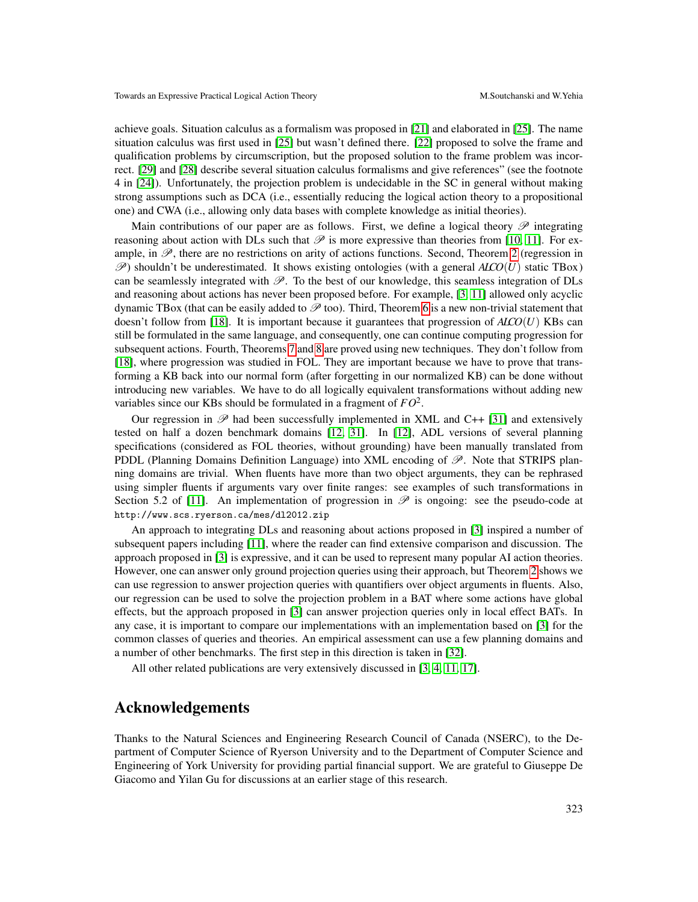achieve goals. Situation calculus as a formalism was proposed in [21] and elaborated in [25]. The name situation calculus was first used in [25] but wasn't defined there. [22] proposed to solve the frame and qualification problems by circumscription, but the proposed solution to the frame problem was incorrect. [29] and [28] describe several situation calculus formalisms and give references" (see the footnote 4 in [24]). Unfortunately, the projection problem is undecidable in the SC in general without making strong assumptions such as DCA (i.e., essentially reducing the logical action theory to a propositional one) and CWA (i.e., allowing only data bases with complete knowledge as initial theories).

Main contributions of our paper are as follows. First, we define a logical theory $\mathscr{P}$ integrating reasoning about action with DLs such that $\mathscr{P}$ is more expressive than theories from [10, 11]. For example, in $\mathscr{P}$, there are no restrictions on arity of actions functions. Second, Theorem 2 (regression in $\mathscr{P}$) shouldn't be underestimated. It shows existing ontologies (with a general $\mathcal{ALCO}(U)$ static TBox) can be seamlessly integrated with $\mathscr{P}$. To the best of our knowledge, this seamless integration of DLs and reasoning about actions has never been proposed before. For example, [3, 11] allowed only acyclic dynamic TBox (that can be easily added to $\mathscr{P}$ too). Third, Theorem 6 is a new non-trivial statement that doesn't follow from [18]. It is important because it guarantees that progression of $\mathcal{ALCO}(U)$ KBs can still be formulated in the same language, and consequently, one can continue computing progression for subsequent actions. Fourth, Theorems 7 and 8 are proved using new techniques. They don't follow from [18], where progression was studied in FOL. They are important because we have to prove that transforming a KB back into our normal form (after forgetting in our normalized KB) can be done without introducing new variables. We have to do all logically equivalent transformations without adding new variables since our KBs should be formulated in a fragment of $FO^2$.

Our regression in $\mathscr{P}$ had been successfully implemented in XML and C++ [31] and extensively tested on half a dozen benchmark domains [12, 31]. In [12], ADL versions of several planning specifications (considered as FOL theories, without grounding) have been manually translated from PDDL (Planning Domains Definition Language) into XML encoding of $\mathscr{P}$. Note that STRIPS planning domains are trivial. When fluents have more than two object arguments, they can be rephrased using simpler fluents if arguments vary over finite ranges: see examples of such transformations in Section 5.2 of [11]. An implementation of progression in $\mathscr{P}$ is ongoing: see the pseudo-code at `http://www.scs.ryerson.ca/mes/dl2012.zip`

An approach to integrating DLs and reasoning about actions proposed in [3] inspired a number of subsequent papers including [11], where the reader can find extensive comparison and discussion. The approach proposed in [3] is expressive, and it can be used to represent many popular AI action theories. However, one can answer only ground projection queries using their approach, but Theorem 2 shows we can use regression to answer projection queries with quantifiers over object arguments in fluents. Also, our regression can be used to solve the projection problem in a BAT where some actions have global effects, but the approach proposed in [3] can answer projection queries only in local effect BATs. In any case, it is important to compare our implementations with an implementation based on [3] for the common classes of queries and theories. An empirical assessment can use a few planning domains and a number of other benchmarks. The first step in this direction is taken in [32].

All other related publications are very extensively discussed in [3, 4, 11, 17].

## Acknowledgements

Thanks to the Natural Sciences and Engineering Research Council of Canada (NSERC), to the Department of Computer Science of Ryerson University and to the Department of Computer Science and Engineering of York University for providing partial financial support. We are grateful to Giuseppe De Giacomo and Yilan Gu for discussions at an earlier stage of this research.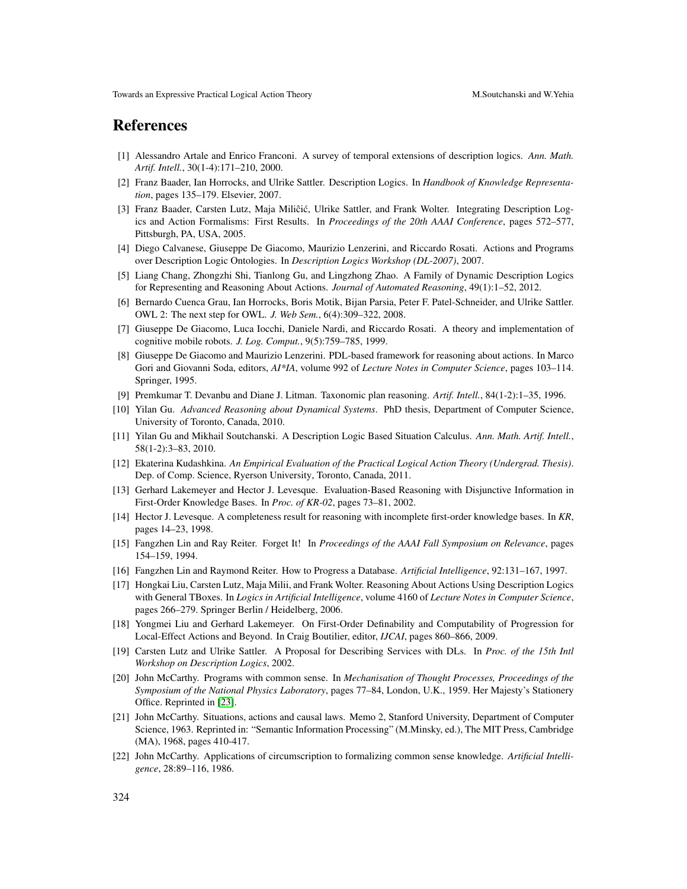## References

[1] Alessandro Artale and Enrico Franconi. A survey of temporal extensions of description logics. *Ann. Math. Artif. Intell.*, 30(1-4):171–210, 2000.

[2] Franz Baader, Ian Horrocks, and Ulrike Sattler. Description Logics. In *Handbook of Knowledge Representation*, pages 135–179. Elsevier, 2007.

[3] Franz Baader, Carsten Lutz, Maja Miliĉić, Ulrike Sattler, and Frank Wolter. Integrating Description Logics and Action Formalisms: First Results. In *Proceedings of the 20th AAAI Conference*, pages 572–577, Pittsburgh, PA, USA, 2005.

[4] Diego Calvanese, Giuseppe De Giacomo, Maurizio Lenzerini, and Riccardo Rosati. Actions and Programs over Description Logic Ontologies. In *Description Logics Workshop (DL-2007)*, 2007.

[5] Liang Chang, Zhongzhi Shi, Tianlong Gu, and Lingzhong Zhao. A Family of Dynamic Description Logics for Representing and Reasoning About Actions. *Journal of Automated Reasoning*, 49(1):1–52, 2012.

[6] Bernardo Cuenca Grau, Ian Horrocks, Boris Motik, Bijan Parsia, Peter F. Patel-Schneider, and Ulrike Sattler. OWL 2: The next step for OWL. *J. Web Sem.*, 6(4):309–322, 2008.

[7] Giuseppe De Giacomo, Luca Iocchi, Daniele Nardi, and Riccardo Rosati. A theory and implementation of cognitive mobile robots. *J. Log. Comput.*, 9(5):759–785, 1999.

[8] Giuseppe De Giacomo and Maurizio Lenzerini. PDL-based framework for reasoning about actions. In Marco Gori and Giovanni Soda, editors, *AI*IA*, volume 992 of *Lecture Notes in Computer Science*, pages 103–114. Springer, 1995.

[9] Premkumar T. Devanbu and Diane J. Litman. Taxonomic plan reasoning. *Artif. Intell.*, 84(1-2):1–35, 1996.

[10] Yilan Gu. *Advanced Reasoning about Dynamical Systems*. PhD thesis, Department of Computer Science, University of Toronto, Canada, 2010.

[11] Yilan Gu and Mikhail Soutchanski. A Description Logic Based Situation Calculus. *Ann. Math. Artif. Intell.*, 58(1-2):3–83, 2010.

[12] Ekaterina Kudashkina. *An Empirical Evaluation of the Practical Logical Action Theory (Undergrad. Thesis)*. Dep. of Comp. Science, Ryerson University, Toronto, Canada, 2011.

[13] Gerhard Lakemeyer and Hector J. Levesque. Evaluation-Based Reasoning with Disjunctive Information in First-Order Knowledge Bases. In *Proc. of KR-02*, pages 73–81, 2002.

[14] Hector J. Levesque. A completeness result for reasoning with incomplete first-order knowledge bases. In *KR*, pages 14–23, 1998.

[15] Fangzhen Lin and Ray Reiter. Forget It! In *Proceedings of the AAAI Fall Symposium on Relevance*, pages 154–159, 1994.

[16] Fangzhen Lin and Raymond Reiter. How to Progress a Database. *Artificial Intelligence*, 92:131–167, 1997.

[17] Hongkai Liu, Carsten Lutz, Maja Milii, and Frank Wolter. Reasoning About Actions Using Description Logics with General TBoxes. In *Logics in Artificial Intelligence*, volume 4160 of *Lecture Notes in Computer Science*, pages 266–279. Springer Berlin / Heidelberg, 2006.

[18] Yongmei Liu and Gerhard Lakemeyer. On First-Order Definability and Computability of Progression for Local-Effect Actions and Beyond. In Craig Boutilier, editor, *IJCAI*, pages 860–866, 2009.

[19] Carsten Lutz and Ulrike Sattler. A Proposal for Describing Services with DLs. In *Proc. of the 15th Intl Workshop on Description Logics*, 2002.

[20] John McCarthy. Programs with common sense. In *Mechanisation of Thought Processes, Proceedings of the Symposium of the National Physics Laboratory*, pages 77–84, London, U.K., 1959. Her Majesty's Stationery Office. Reprinted in [23].

[21] John McCarthy. Situations, actions and causal laws. Memo 2, Stanford University, Department of Computer Science, 1963. Reprinted in: "Semantic Information Processing" (M.Minsky, ed.), The MIT Press, Cambridge (MA), 1968, pages 410-417.

[22] John McCarthy. Applications of circumscription to formalizing common sense knowledge. *Artificial Intelligence*, 28:89–116, 1986.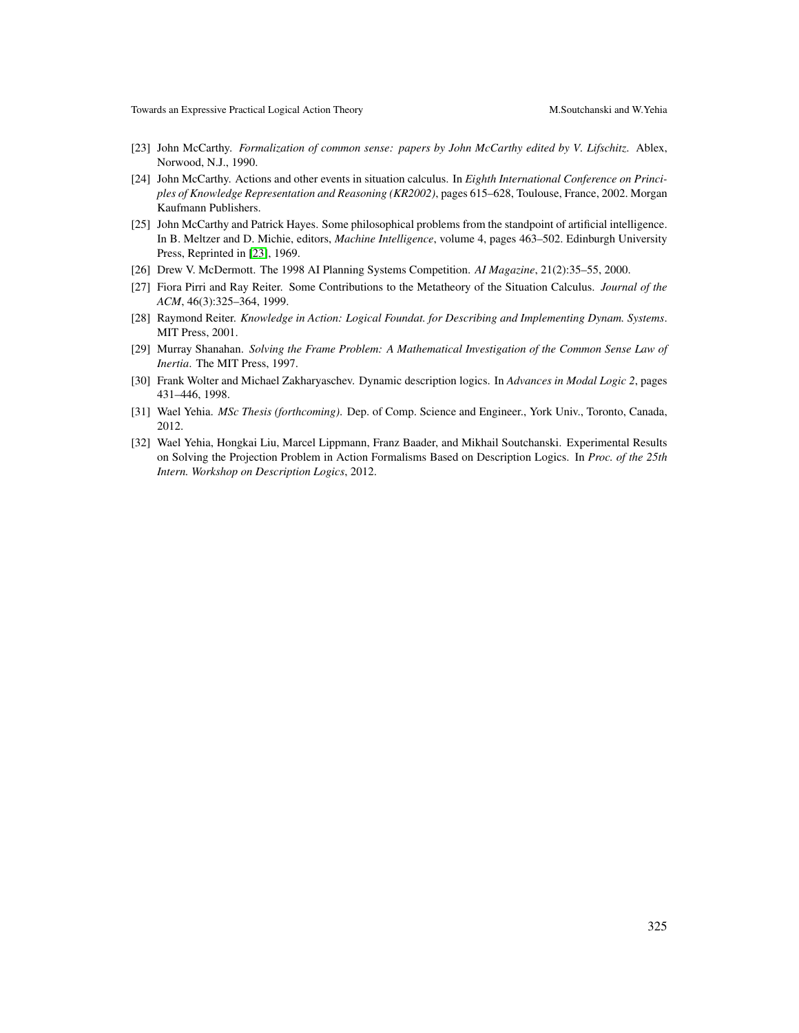[23] John McCarthy. *Formalization of common sense: papers by John McCarthy edited by V. Lifschitz*. Ablex, Norwood, N.J., 1990.

[24] John McCarthy. Actions and other events in situation calculus. In *Eighth International Conference on Principles of Knowledge Representation and Reasoning (KR2002)*, pages 615–628, Toulouse, France, 2002. Morgan Kaufmann Publishers.

[25] John McCarthy and Patrick Hayes. Some philosophical problems from the standpoint of artificial intelligence. In B. Meltzer and D. Michie, editors, *Machine Intelligence*, volume 4, pages 463–502. Edinburgh University Press, Reprinted in [23], 1969.

[26] Drew V. McDermott. The 1998 AI Planning Systems Competition. *AI Magazine*, 21(2):35–55, 2000.

[27] Fiora Pirri and Ray Reiter. Some Contributions to the Metatheory of the Situation Calculus. *Journal of the ACM*, 46(3):325–364, 1999.

[28] Raymond Reiter. *Knowledge in Action: Logical Foundat. for Describing and Implementing Dynam. Systems*. MIT Press, 2001.

[29] Murray Shanahan. *Solving the Frame Problem: A Mathematical Investigation of the Common Sense Law of Inertia*. The MIT Press, 1997.

[30] Frank Wolter and Michael Zakharyaschev. Dynamic description logics. In *Advances in Modal Logic 2*, pages 431–446, 1998.

[31] Wael Yehia. *MSc Thesis (forthcoming)*. Dep. of Comp. Science and Engineer., York Univ., Toronto, Canada, 2012.

[32] Wael Yehia, Hongkai Liu, Marcel Lippmann, Franz Baader, and Mikhail Soutchanski. Experimental Results on Solving the Projection Problem in Action Formalisms Based on Description Logics. In *Proc. of the 25th Intern. Workshop on Description Logics*, 2012.